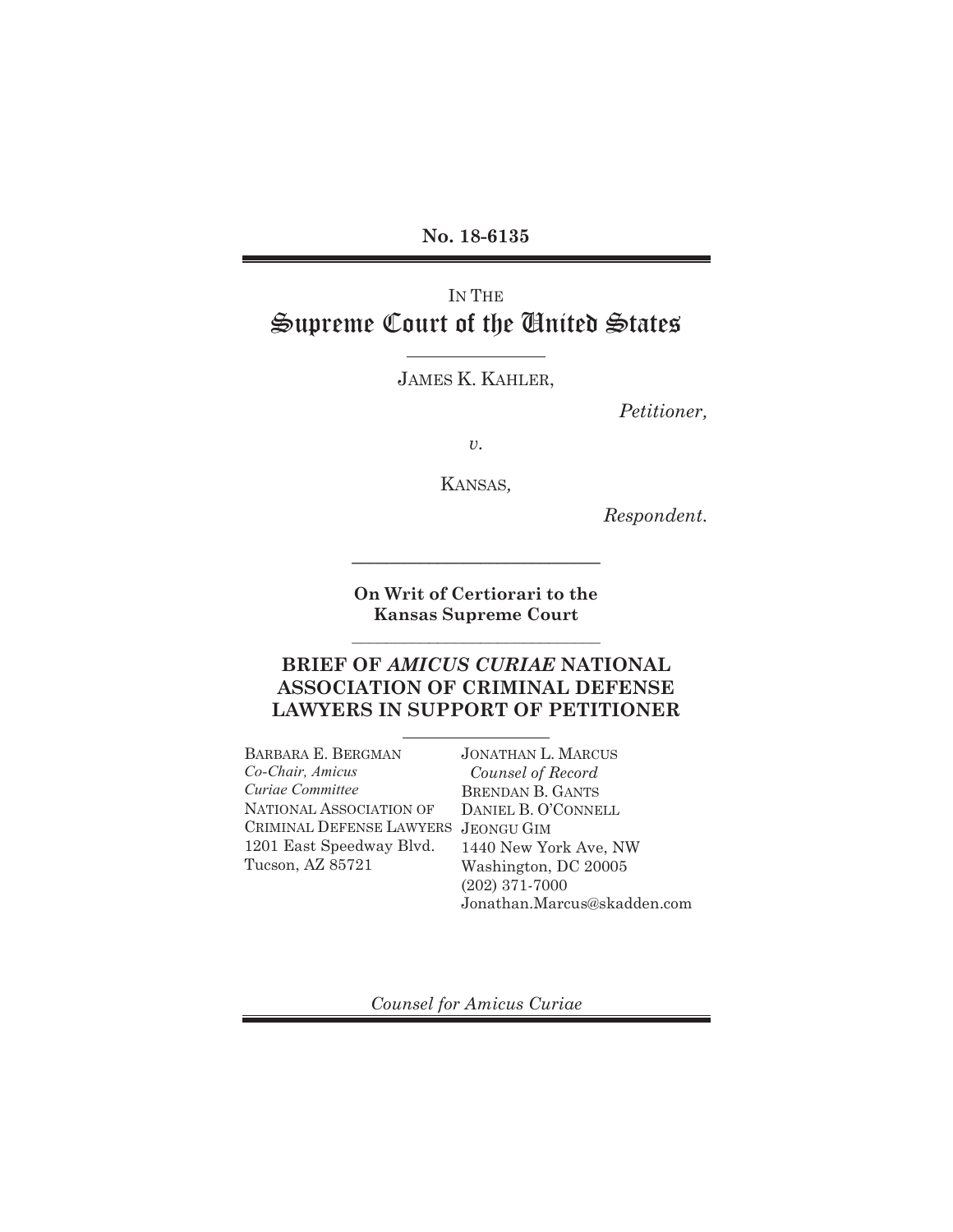**No. 18-6135**

IN THE

# Supreme Court of the United States

JAMES K. KAHLER,

*Petitioner,*

*v.*

KANSAS*,*

*Respondent.*

**On Writ of Certiorari to the Kansas Supreme Court**

## BRIEF OF *AMICUS CURIAE* NATIONAL ASSOCIATION OF CRIMINAL DEFENSE LAWYERS IN SUPPORT OF PETITIONER

BARBARA E. BERGMAN
*Co-Chair, Amicus Curiae Committee*
NATIONAL ASSOCIATION OF CRIMINAL DEFENSE LAWYERS
1201 East Speedway Blvd.
Tucson, AZ 85721

JONATHAN L. MARCUS
*Counsel of Record*
BRENDAN B. GANTS
DANIEL B. O'CONNELL
JEONGU GIM
1440 New York Ave, NW
Washington, DC 20005
(202) 371-7000
Jonathan.Marcus@skadden.com

*Counsel for Amicus Curiae*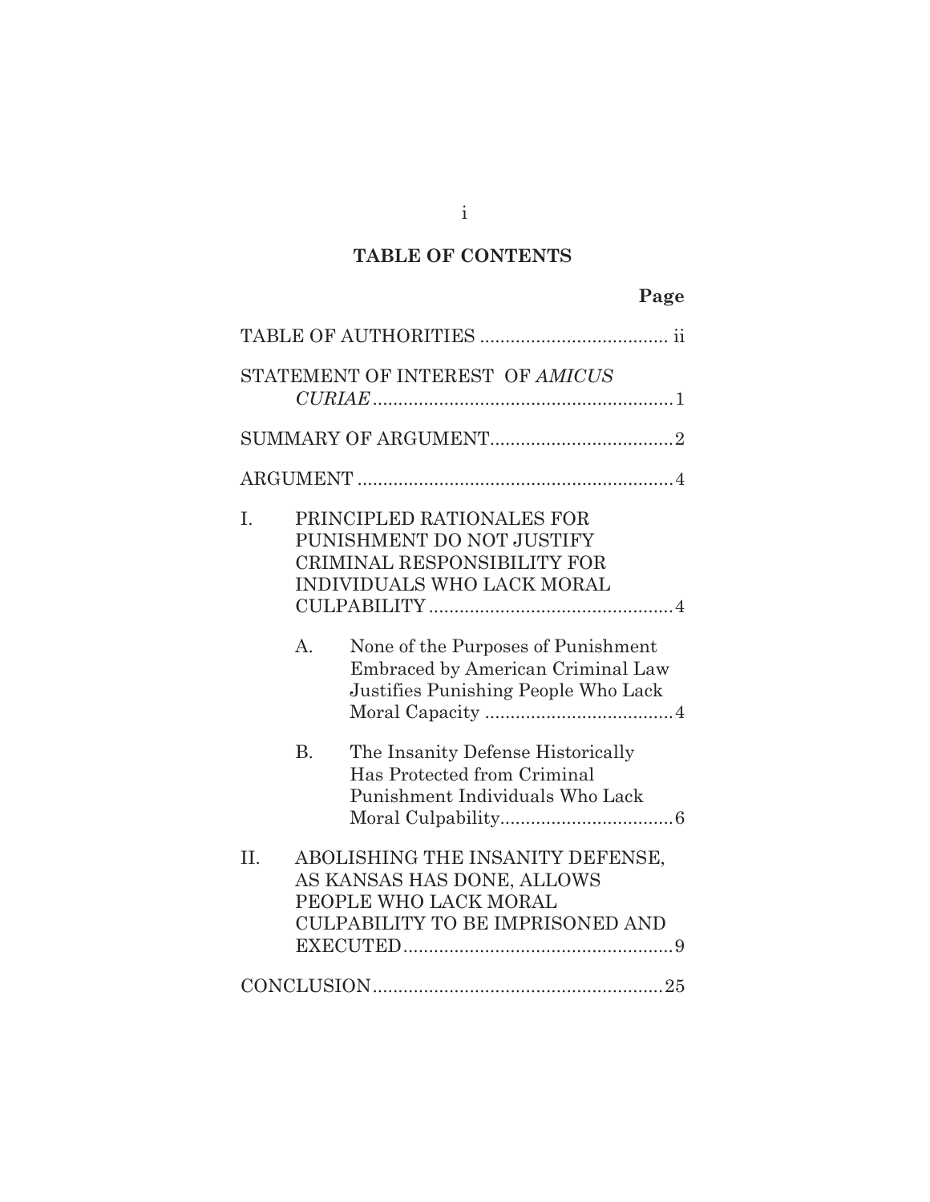# TABLE OF CONTENTS

| | Page |
|---|---|
| TABLE OF AUTHORITIES | ii |
| STATEMENT OF INTEREST OF *AMICUS CURIAE* | 1 |
| SUMMARY OF ARGUMENT | 2 |
| ARGUMENT | 4 |
| I. PRINCIPLED RATIONALES FOR PUNISHMENT DO NOT JUSTIFY CRIMINAL RESPONSIBILITY FOR INDIVIDUALS WHO LACK MORAL CULPABILITY | 4 |
| A. None of the Purposes of Punishment Embraced by American Criminal Law Justifies Punishing People Who Lack Moral Capacity | 4 |
| B. The Insanity Defense Historically Has Protected from Criminal Punishment Individuals Who Lack Moral Culpability | 6 |
| II. ABOLISHING THE INSANITY DEFENSE, AS KANSAS HAS DONE, ALLOWS PEOPLE WHO LACK MORAL CULPABILITY TO BE IMPRISONED AND EXECUTED | 9 |
| CONCLUSION | 25 |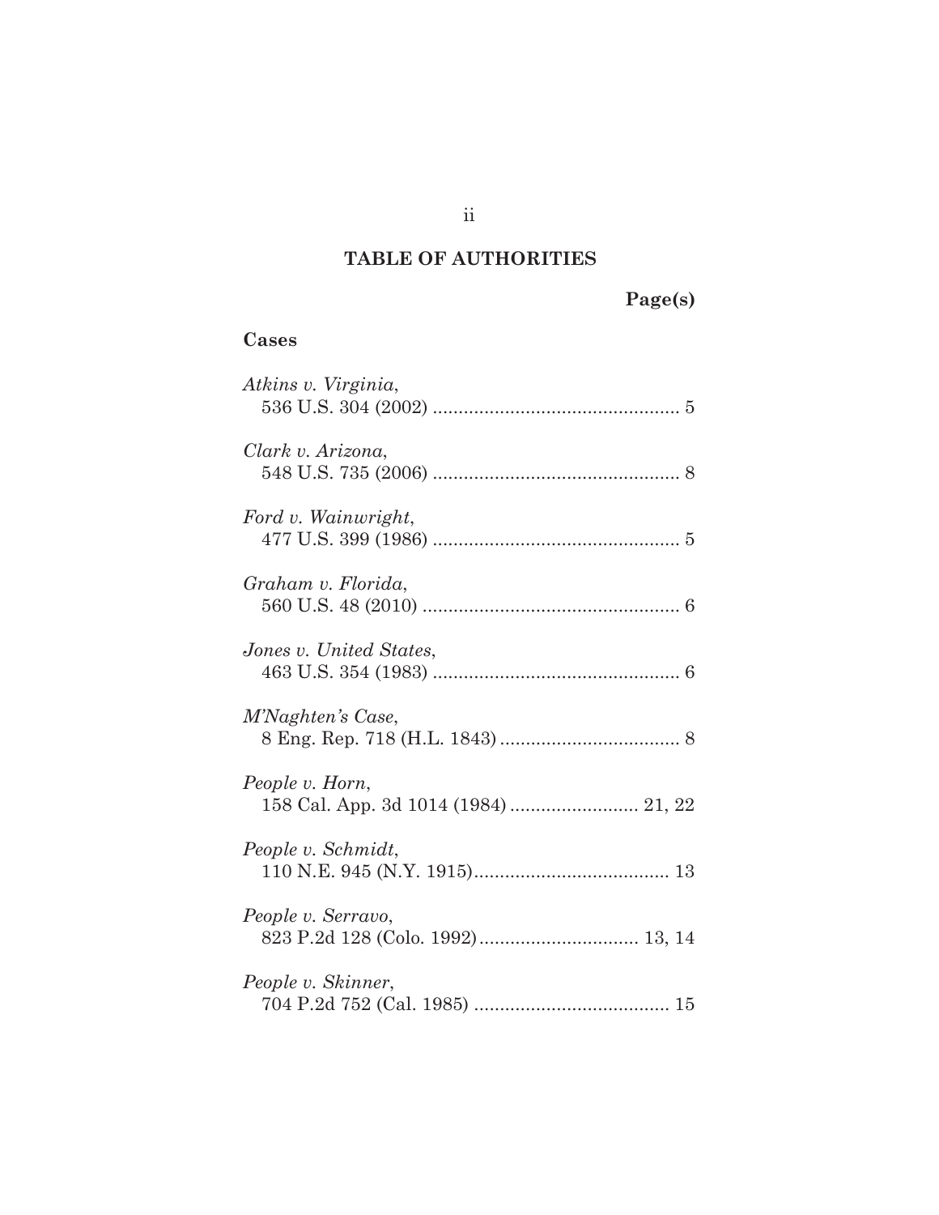## TABLE OF AUTHORITIES

**Page(s)**

**Cases**

*Atkins v. Virginia*, 536 U.S. 304 (2002) ................................................ 5

*Clark v. Arizona*, 548 U.S. 735 (2006) ................................................ 8

*Ford v. Wainwright*, 477 U.S. 399 (1986) ................................................ 5

*Graham v. Florida*, 560 U.S. 48 (2010) .................................................. 6

*Jones v. United States*, 463 U.S. 354 (1983) ................................................ 6

*M'Naghten's Case*, 8 Eng. Rep. 718 (H.L. 1843) ................................... 8

*People v. Horn*, 158 Cal. App. 3d 1014 (1984) ......................... 21, 22

*People v. Schmidt*, 110 N.E. 945 (N.Y. 1915)...................................... 13

*People v. Serravo*, 823 P.2d 128 (Colo. 1992)............................... 13, 14

*People v. Skinner*, 704 P.2d 752 (Cal. 1985) ...................................... 15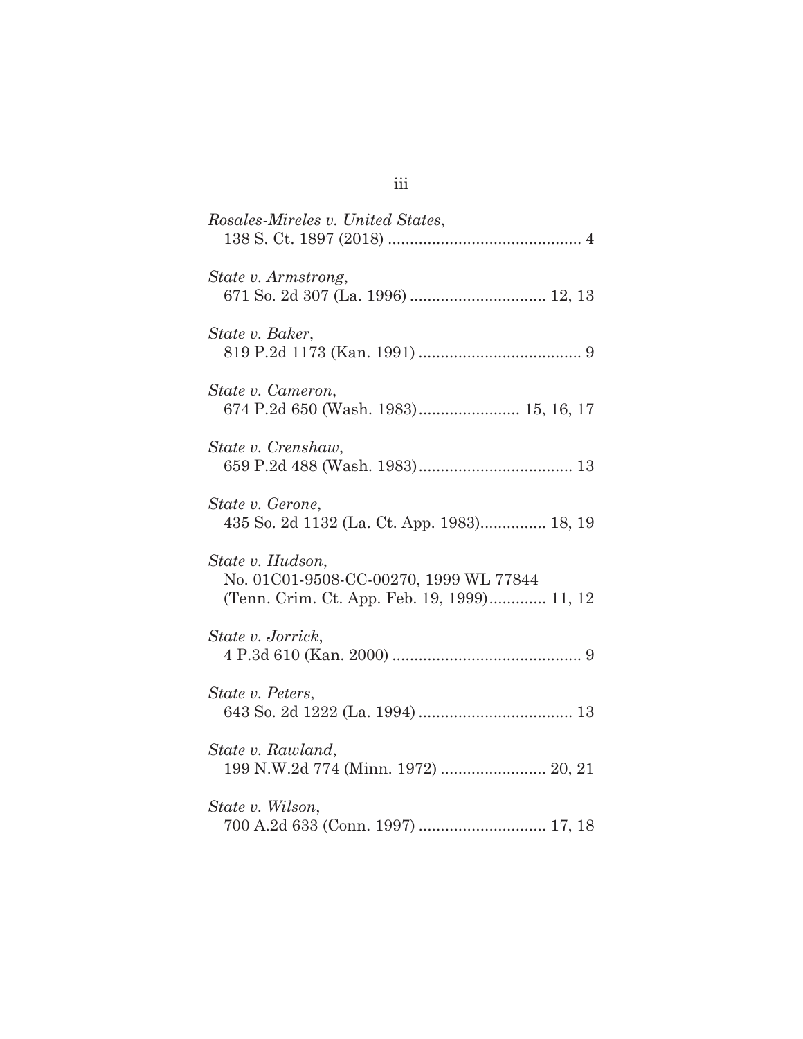*Rosales-Mireles v. United States*,
138 S. Ct. 1897 (2018) ............................................ 4

*State v. Armstrong*,
671 So. 2d 307 (La. 1996) .............................. 12, 13

*State v. Baker*,
819 P.2d 1173 (Kan. 1991) .................................... 9

*State v. Cameron*,
674 P.2d 650 (Wash. 1983)...................... 15, 16, 17

*State v. Crenshaw*,
659 P.2d 488 (Wash. 1983).................................. 13

*State v. Gerone*,
435 So. 2d 1132 (La. Ct. App. 1983)............... 18, 19

*State v. Hudson*,
No. 01C01-9508-CC-00270, 1999 WL 77844
(Tenn. Crim. Ct. App. Feb. 19, 1999)............. 11, 12

*State v. Jorrick*,
4 P.3d 610 (Kan. 2000) .......................................... 9

*State v. Peters*,
643 So. 2d 1222 (La. 1994) .................................. 13

*State v. Rawland*,
199 N.W.2d 774 (Minn. 1972) ........................ 20, 21

*State v. Wilson*,
700 A.2d 633 (Conn. 1997) ............................ 17, 18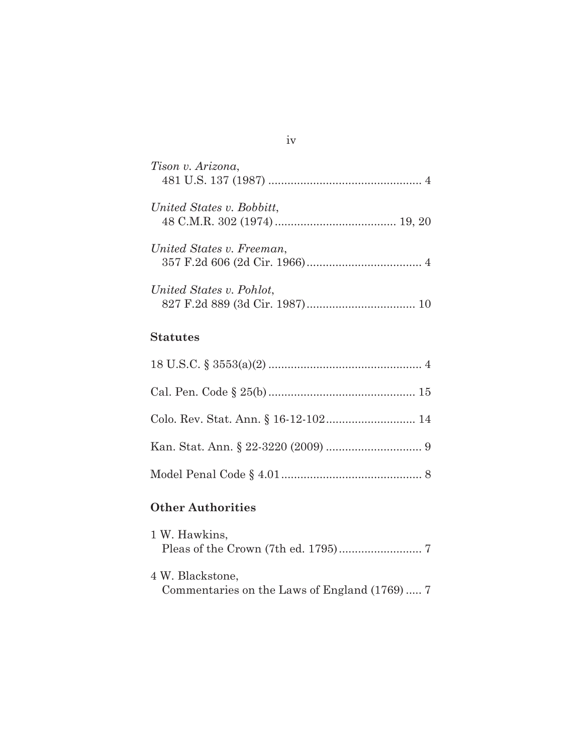*Tison v. Arizona*,
481 U.S. 137 (1987) ................................................ 4

*United States v. Bobbitt*,
48 C.M.R. 302 (1974) ...................................... 19, 20

*United States v. Freeman*,
357 F.2d 606 (2d Cir. 1966) .................................... 4

*United States v. Pohlot*,
827 F.2d 889 (3d Cir. 1987) .................................. 10

**Statutes**

18 U.S.C. § 3553(a)(2) ................................................ 4

Cal. Pen. Code § 25(b) .............................................. 15

Colo. Rev. Stat. Ann. § 16-12-102 ............................ 14

Kan. Stat. Ann. § 22-3220 (2009) .............................. 9

Model Penal Code § 4.01 ............................................ 8

**Other Authorities**

1 W. Hawkins,
Pleas of the Crown (7th ed. 1795) .......................... 7

4 W. Blackstone,
Commentaries on the Laws of England (1769) ..... 7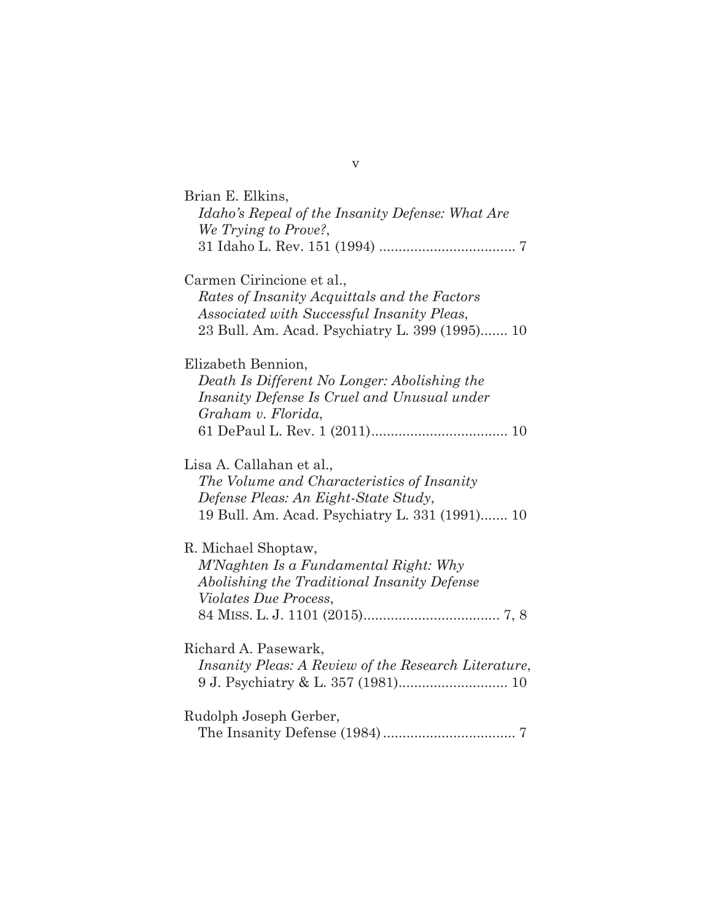Brian E. Elkins,
*Idaho's Repeal of the Insanity Defense: What Are We Trying to Prove?*,
31 Idaho L. Rev. 151 (1994) .................................. 7

Carmen Cirincione et al.,
*Rates of Insanity Acquittals and the Factors Associated with Successful Insanity Pleas*,
23 Bull. Am. Acad. Psychiatry L. 399 (1995)....... 10

Elizabeth Bennion,
*Death Is Different No Longer: Abolishing the Insanity Defense Is Cruel and Unusual under Graham v. Florida*,
61 DePaul L. Rev. 1 (2011).................................. 10

Lisa A. Callahan et al.,
*The Volume and Characteristics of Insanity Defense Pleas: An Eight-State Study*,
19 Bull. Am. Acad. Psychiatry L. 331 (1991)....... 10

R. Michael Shoptaw,
*M'Naghten Is a Fundamental Right: Why Abolishing the Traditional Insanity Defense Violates Due Process*,
84 MISS. L. J. 1101 (2015).................................. 7, 8

Richard A. Pasewark,
*Insanity Pleas: A Review of the Research Literature*,
9 J. Psychiatry & L. 357 (1981)........................... 10

Rudolph Joseph Gerber,
The Insanity Defense (1984) ................................. 7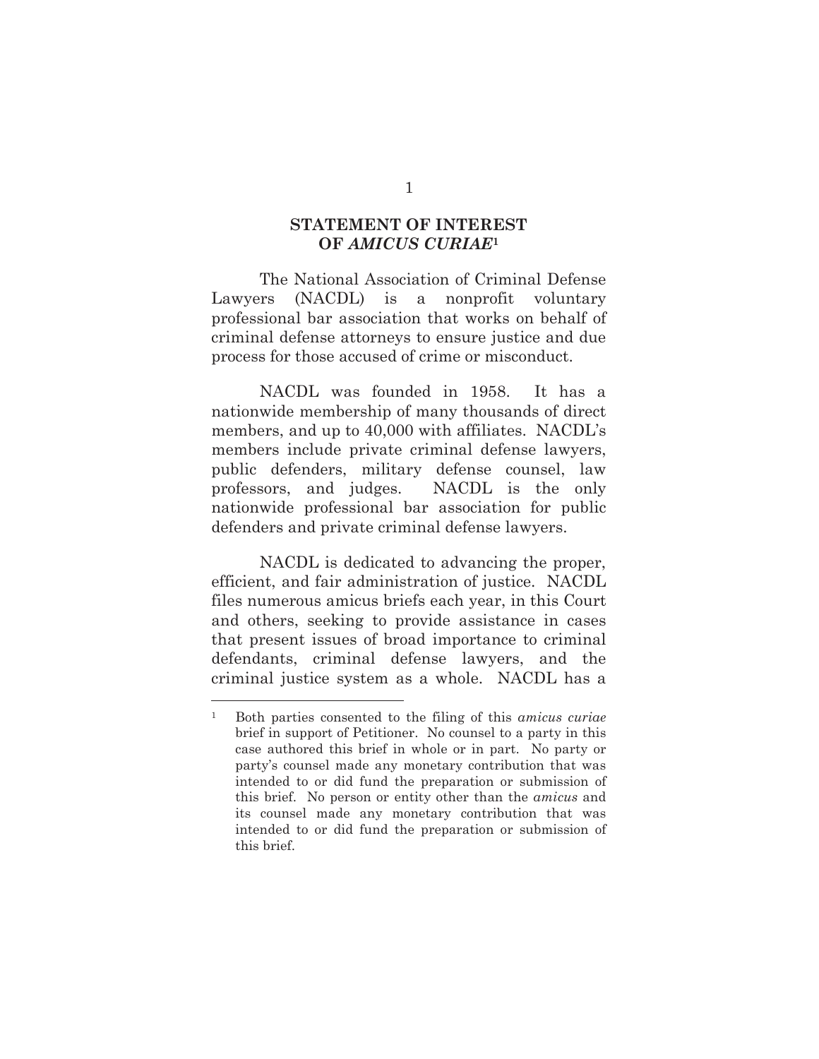## STATEMENT OF INTEREST OF *AMICUS CURIAE*[1]

The National Association of Criminal Defense Lawyers (NACDL) is a nonprofit voluntary professional bar association that works on behalf of criminal defense attorneys to ensure justice and due process for those accused of crime or misconduct.

NACDL was founded in 1958. It has a nationwide membership of many thousands of direct members, and up to 40,000 with affiliates. NACDL's members include private criminal defense lawyers, public defenders, military defense counsel, law professors, and judges. NACDL is the only nationwide professional bar association for public defenders and private criminal defense lawyers.

NACDL is dedicated to advancing the proper, efficient, and fair administration of justice. NACDL files numerous amicus briefs each year, in this Court and others, seeking to provide assistance in cases that present issues of broad importance to criminal defendants, criminal defense lawyers, and the criminal justice system as a whole. NACDL has a

---

[1] Both parties consented to the filing of this *amicus curiae* brief in support of Petitioner. No counsel to a party in this case authored this brief in whole or in part. No party or party's counsel made any monetary contribution that was intended to or did fund the preparation or submission of this brief. No person or entity other than the *amicus* and its counsel made any monetary contribution that was intended to or did fund the preparation or submission of this brief.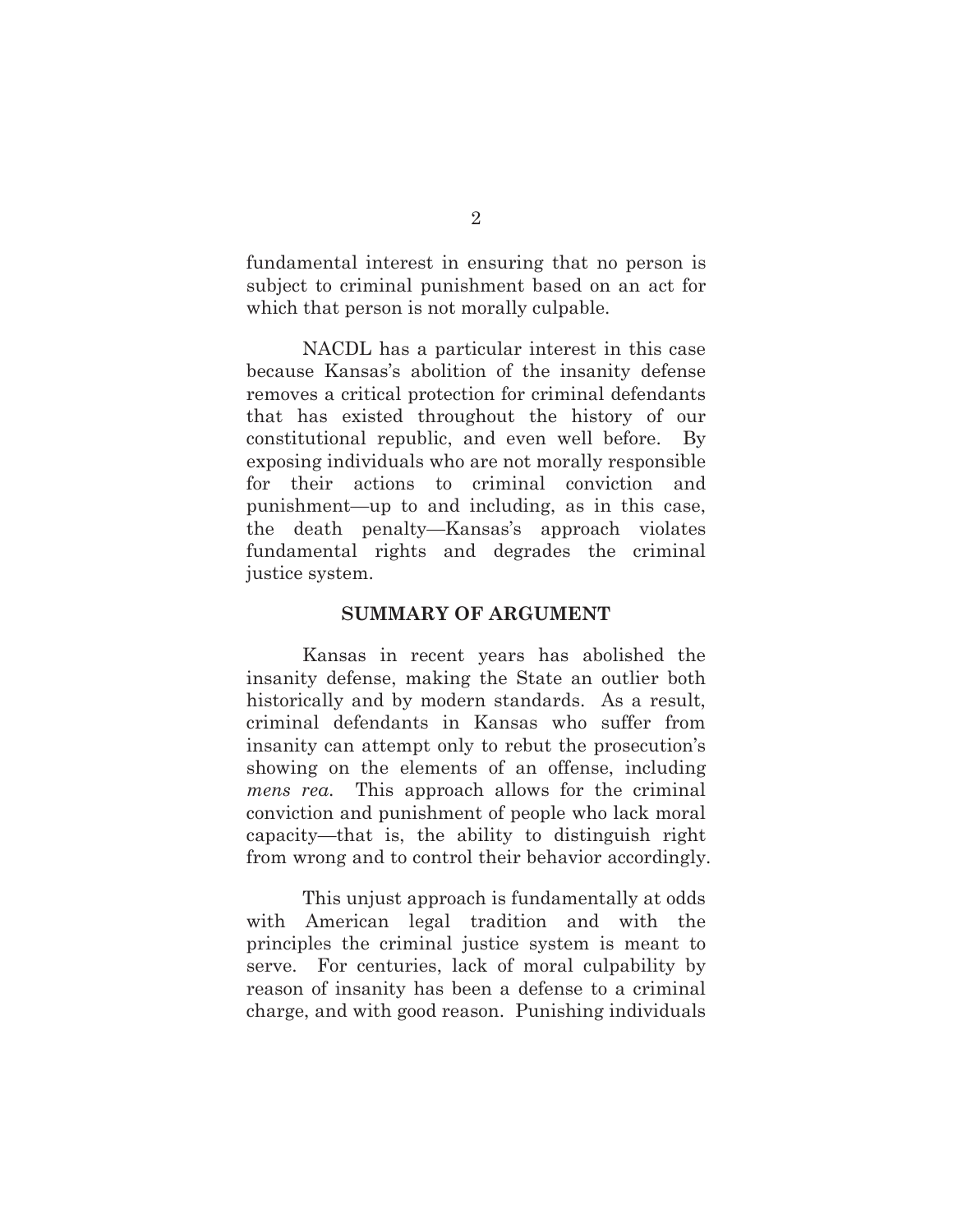fundamental interest in ensuring that no person is subject to criminal punishment based on an act for which that person is not morally culpable.

NACDL has a particular interest in this case because Kansas's abolition of the insanity defense removes a critical protection for criminal defendants that has existed throughout the history of our constitutional republic, and even well before. By exposing individuals who are not morally responsible for their actions to criminal conviction and punishment—up to and including, as in this case, the death penalty—Kansas's approach violates fundamental rights and degrades the criminal justice system.

## SUMMARY OF ARGUMENT

Kansas in recent years has abolished the insanity defense, making the State an outlier both historically and by modern standards. As a result, criminal defendants in Kansas who suffer from insanity can attempt only to rebut the prosecution's showing on the elements of an offense, including *mens rea*. This approach allows for the criminal conviction and punishment of people who lack moral capacity—that is, the ability to distinguish right from wrong and to control their behavior accordingly.

This unjust approach is fundamentally at odds with American legal tradition and with the principles the criminal justice system is meant to serve. For centuries, lack of moral culpability by reason of insanity has been a defense to a criminal charge, and with good reason. Punishing individuals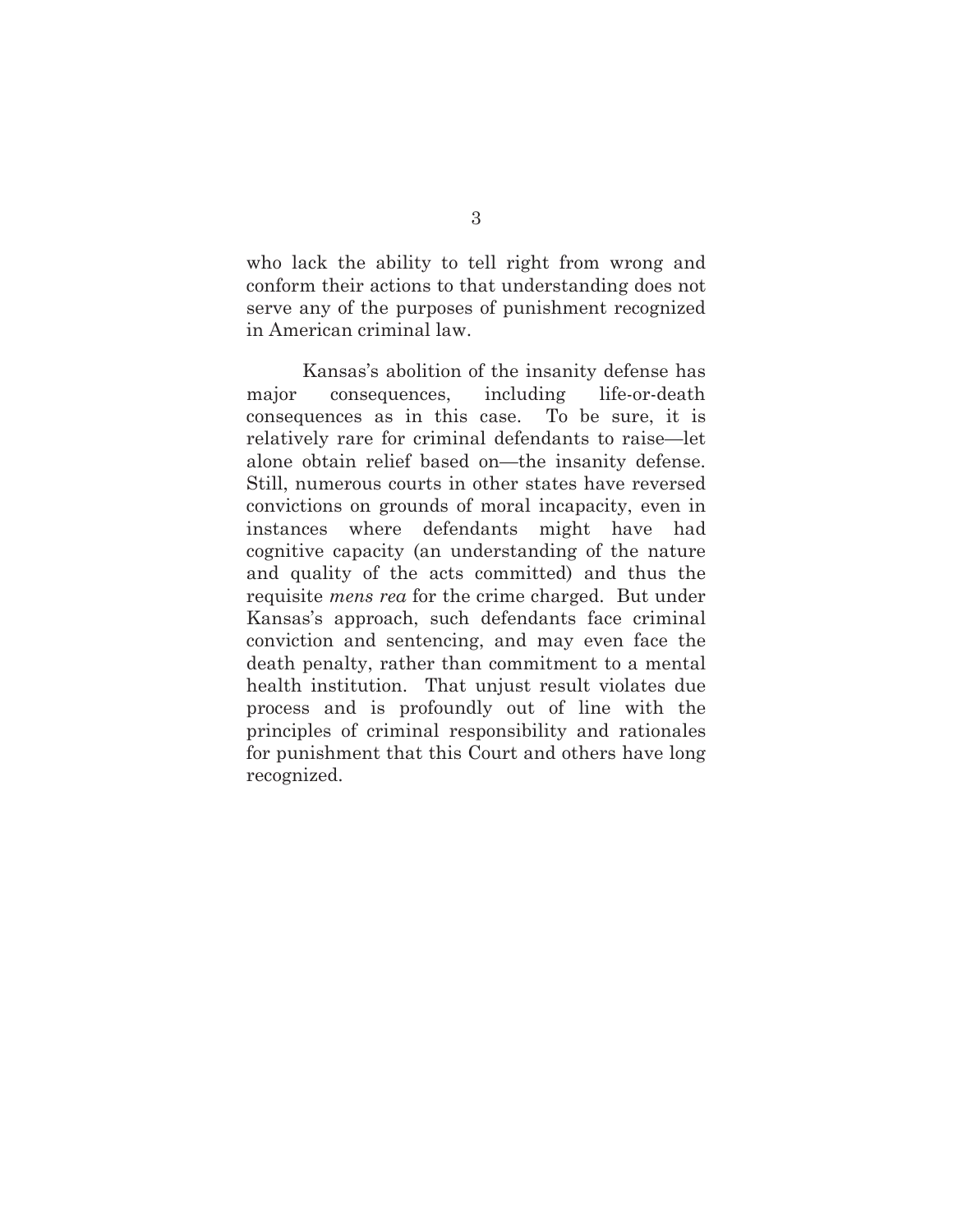who lack the ability to tell right from wrong and conform their actions to that understanding does not serve any of the purposes of punishment recognized in American criminal law.

Kansas's abolition of the insanity defense has major consequences, including life-or-death consequences as in this case. To be sure, it is relatively rare for criminal defendants to raise—let alone obtain relief based on—the insanity defense. Still, numerous courts in other states have reversed convictions on grounds of moral incapacity, even in instances where defendants might have had cognitive capacity (an understanding of the nature and quality of the acts committed) and thus the requisite *mens rea* for the crime charged. But under Kansas's approach, such defendants face criminal conviction and sentencing, and may even face the death penalty, rather than commitment to a mental health institution. That unjust result violates due process and is profoundly out of line with the principles of criminal responsibility and rationales for punishment that this Court and others have long recognized.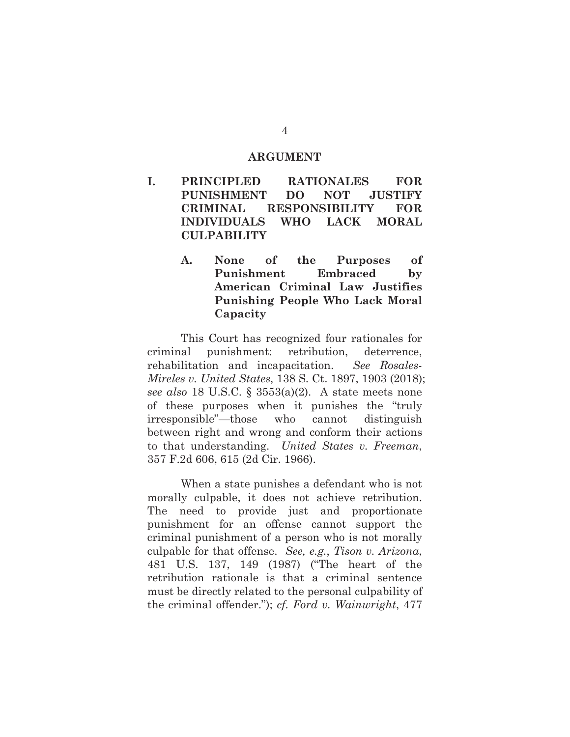# ARGUMENT

## I. PRINCIPLED RATIONALES FOR PUNISHMENT DO NOT JUSTIFY CRIMINAL RESPONSIBILITY FOR INDIVIDUALS WHO LACK MORAL CULPABILITY

### A. None of the Purposes of Punishment Embraced by American Criminal Law Justifies Punishing People Who Lack Moral Capacity

This Court has recognized four rationales for criminal punishment: retribution, deterrence, rehabilitation and incapacitation. *See Rosales-Mireles v. United States*, 138 S. Ct. 1897, 1903 (2018); *see also* 18 U.S.C. § 3553(a)(2). A state meets none of these purposes when it punishes the "truly irresponsible"—those who cannot distinguish between right and wrong and conform their actions to that understanding. *United States v. Freeman*, 357 F.2d 606, 615 (2d Cir. 1966).

When a state punishes a defendant who is not morally culpable, it does not achieve retribution. The need to provide just and proportionate punishment for an offense cannot support the criminal punishment of a person who is not morally culpable for that offense. *See, e.g.*, *Tison v. Arizona*, 481 U.S. 137, 149 (1987) ("The heart of the retribution rationale is that a criminal sentence must be directly related to the personal culpability of the criminal offender."); *cf. Ford v. Wainwright*, 477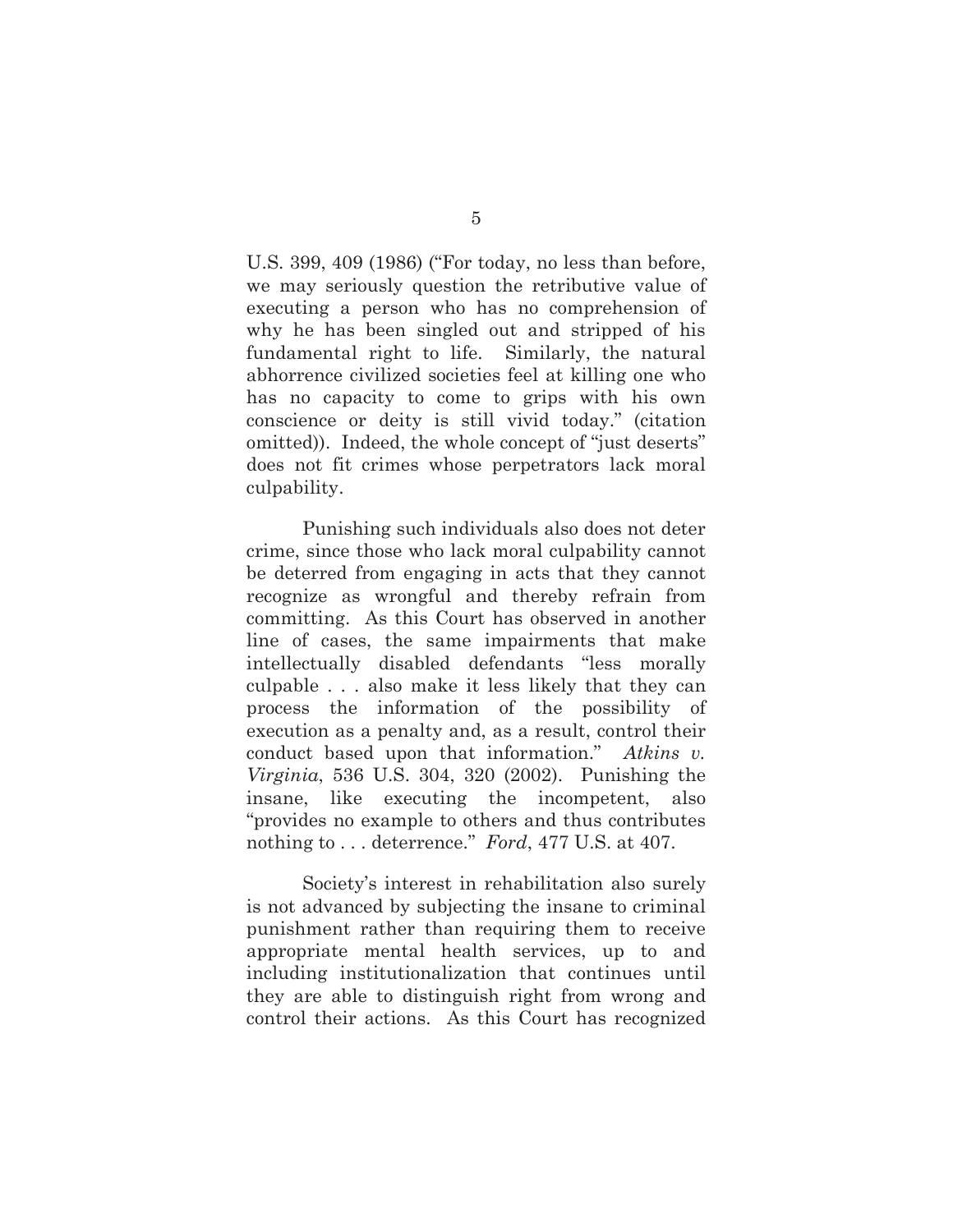U.S. 399, 409 (1986) ("For today, no less than before, we may seriously question the retributive value of executing a person who has no comprehension of why he has been singled out and stripped of his fundamental right to life. Similarly, the natural abhorrence civilized societies feel at killing one who has no capacity to come to grips with his own conscience or deity is still vivid today." (citation omitted)). Indeed, the whole concept of "just deserts" does not fit crimes whose perpetrators lack moral culpability.

Punishing such individuals also does not deter crime, since those who lack moral culpability cannot be deterred from engaging in acts that they cannot recognize as wrongful and thereby refrain from committing. As this Court has observed in another line of cases, the same impairments that make intellectually disabled defendants "less morally culpable . . . also make it less likely that they can process the information of the possibility of execution as a penalty and, as a result, control their conduct based upon that information." *Atkins v. Virginia*, 536 U.S. 304, 320 (2002). Punishing the insane, like executing the incompetent, also "provides no example to others and thus contributes nothing to . . . deterrence." *Ford*, 477 U.S. at 407.

Society's interest in rehabilitation also surely is not advanced by subjecting the insane to criminal punishment rather than requiring them to receive appropriate mental health services, up to and including institutionalization that continues until they are able to distinguish right from wrong and control their actions. As this Court has recognized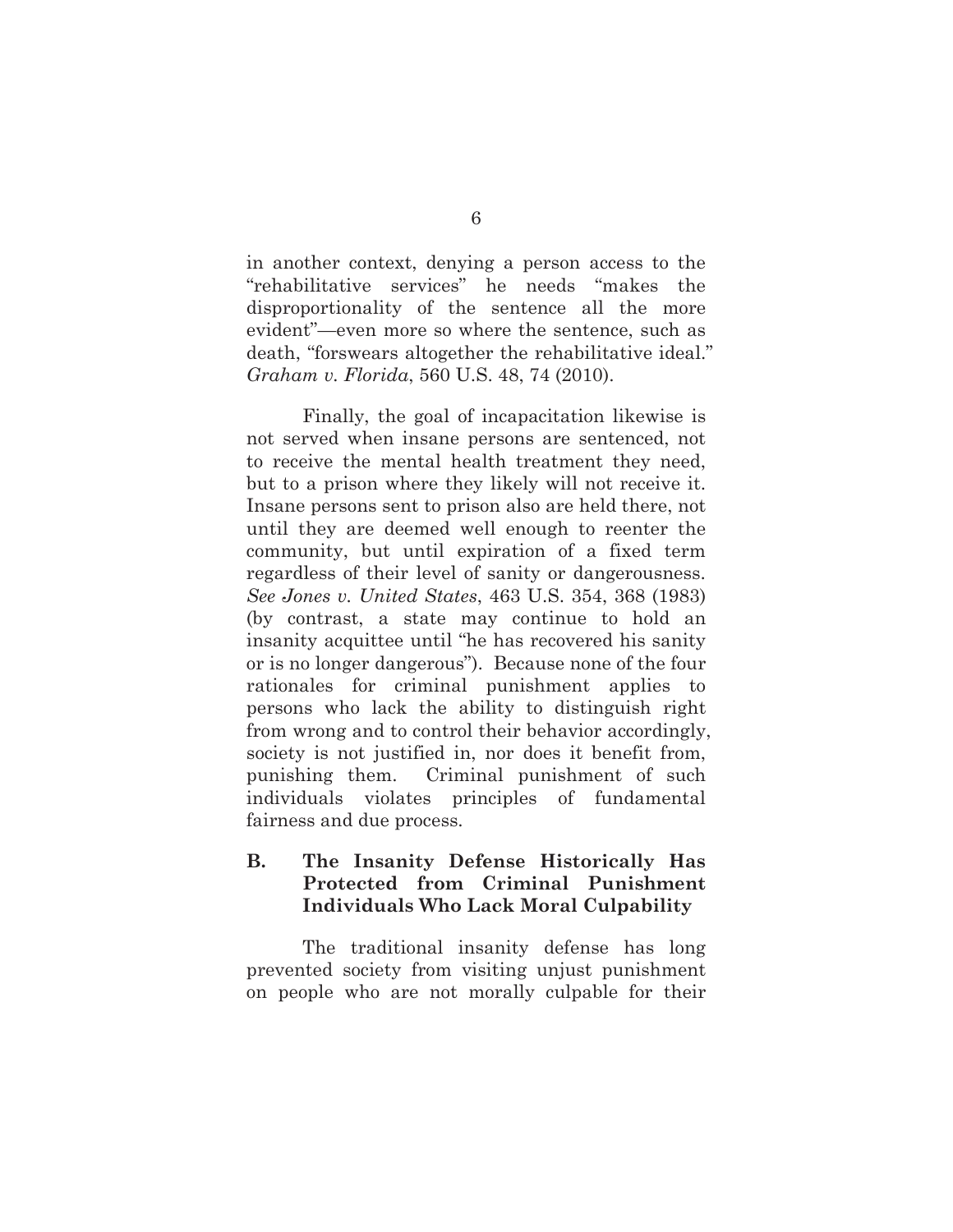in another context, denying a person access to the "rehabilitative services" he needs "makes the disproportionality of the sentence all the more evident"—even more so where the sentence, such as death, "forswears altogether the rehabilitative ideal." *Graham v. Florida*, 560 U.S. 48, 74 (2010).

Finally, the goal of incapacitation likewise is not served when insane persons are sentenced, not to receive the mental health treatment they need, but to a prison where they likely will not receive it. Insane persons sent to prison also are held there, not until they are deemed well enough to reenter the community, but until expiration of a fixed term regardless of their level of sanity or dangerousness. *See Jones v. United States*, 463 U.S. 354, 368 (1983) (by contrast, a state may continue to hold an insanity acquittee until "he has recovered his sanity or is no longer dangerous"). Because none of the four rationales for criminal punishment applies to persons who lack the ability to distinguish right from wrong and to control their behavior accordingly, society is not justified in, nor does it benefit from, punishing them. Criminal punishment of such individuals violates principles of fundamental fairness and due process.

### B. The Insanity Defense Historically Has Protected from Criminal Punishment Individuals Who Lack Moral Culpability

The traditional insanity defense has long prevented society from visiting unjust punishment on people who are not morally culpable for their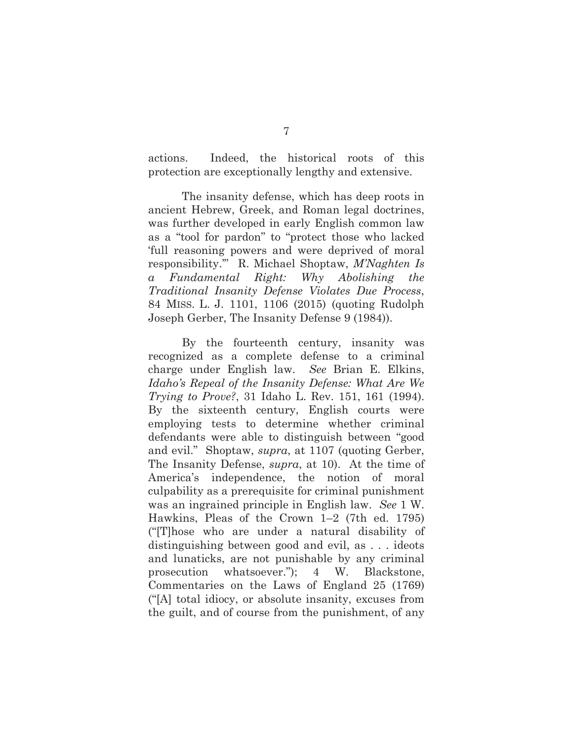actions. Indeed, the historical roots of this protection are exceptionally lengthy and extensive.

The insanity defense, which has deep roots in ancient Hebrew, Greek, and Roman legal doctrines, was further developed in early English common law as a "tool for pardon" to "protect those who lacked 'full reasoning powers and were deprived of moral responsibility.'" R. Michael Shoptaw, *M'Naghten Is a Fundamental Right: Why Abolishing the Traditional Insanity Defense Violates Due Process*, 84 MISS. L. J. 1101, 1106 (2015) (quoting Rudolph Joseph Gerber, The Insanity Defense 9 (1984)).

By the fourteenth century, insanity was recognized as a complete defense to a criminal charge under English law. *See* Brian E. Elkins, *Idaho's Repeal of the Insanity Defense: What Are We Trying to Prove?*, 31 Idaho L. Rev. 151, 161 (1994). By the sixteenth century, English courts were employing tests to determine whether criminal defendants were able to distinguish between "good and evil." Shoptaw, *supra*, at 1107 (quoting Gerber, The Insanity Defense, *supra*, at 10). At the time of America's independence, the notion of moral culpability as a prerequisite for criminal punishment was an ingrained principle in English law. *See* 1 W. Hawkins, Pleas of the Crown 1–2 (7th ed. 1795) ("[T]hose who are under a natural disability of distinguishing between good and evil, as . . . ideots and lunaticks, are not punishable by any criminal prosecution whatsoever."); 4 W. Blackstone, Commentaries on the Laws of England 25 (1769) ("[A] total idiocy, or absolute insanity, excuses from the guilt, and of course from the punishment, of any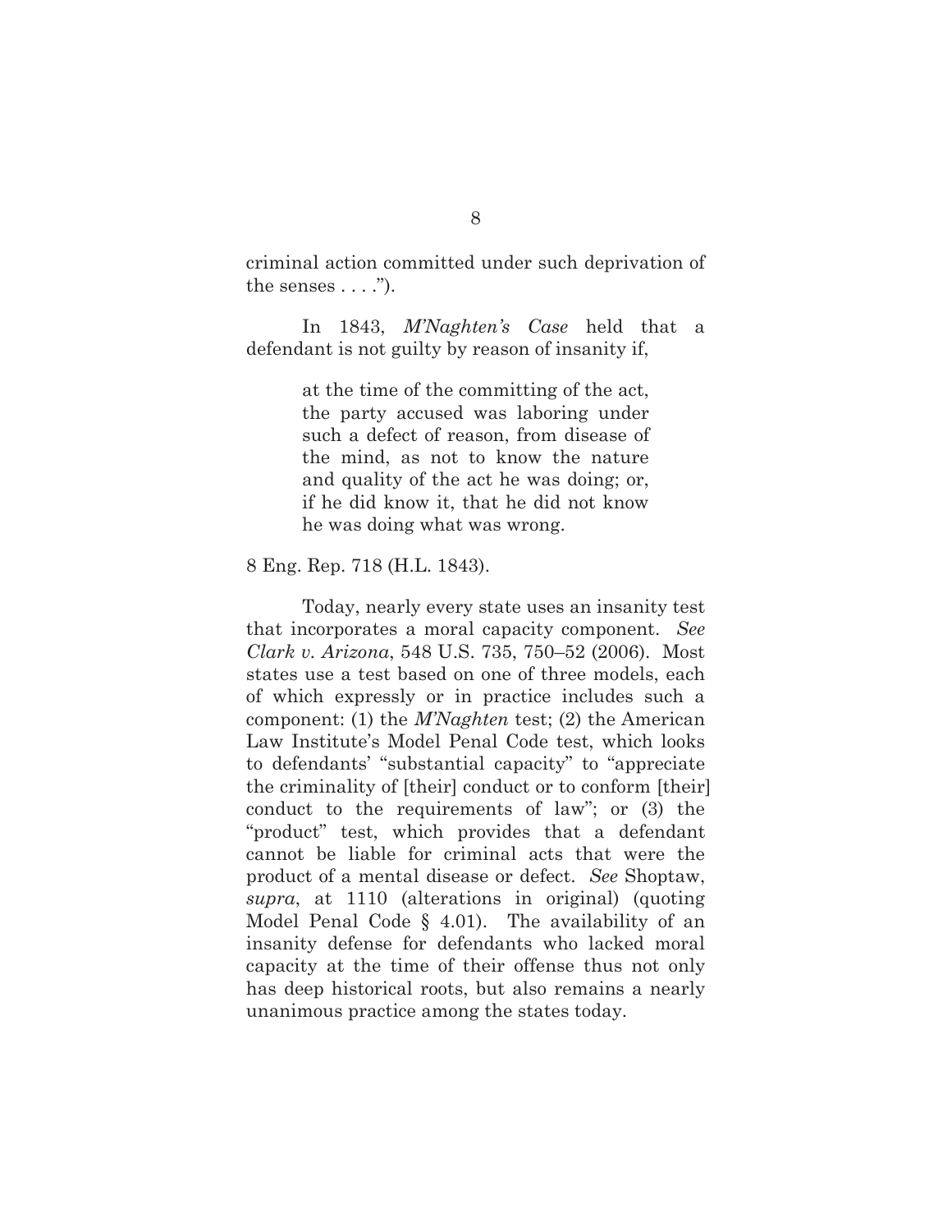criminal action committed under such deprivation of the senses . . . .").

In 1843, *M'Naghten's Case* held that a defendant is not guilty by reason of insanity if,

> at the time of the committing of the act, the party accused was laboring under such a defect of reason, from disease of the mind, as not to know the nature and quality of the act he was doing; or, if he did know it, that he did not know he was doing what was wrong.

8 Eng. Rep. 718 (H.L. 1843).

Today, nearly every state uses an insanity test that incorporates a moral capacity component. *See Clark v. Arizona*, 548 U.S. 735, 750–52 (2006). Most states use a test based on one of three models, each of which expressly or in practice includes such a component: (1) the *M'Naghten* test; (2) the American Law Institute's Model Penal Code test, which looks to defendants' "substantial capacity" to "appreciate the criminality of [their] conduct or to conform [their] conduct to the requirements of law"; or (3) the "product" test, which provides that a defendant cannot be liable for criminal acts that were the product of a mental disease or defect. *See* Shoptaw, *supra*, at 1110 (alterations in original) (quoting Model Penal Code § 4.01). The availability of an insanity defense for defendants who lacked moral capacity at the time of their offense thus not only has deep historical roots, but also remains a nearly unanimous practice among the states today.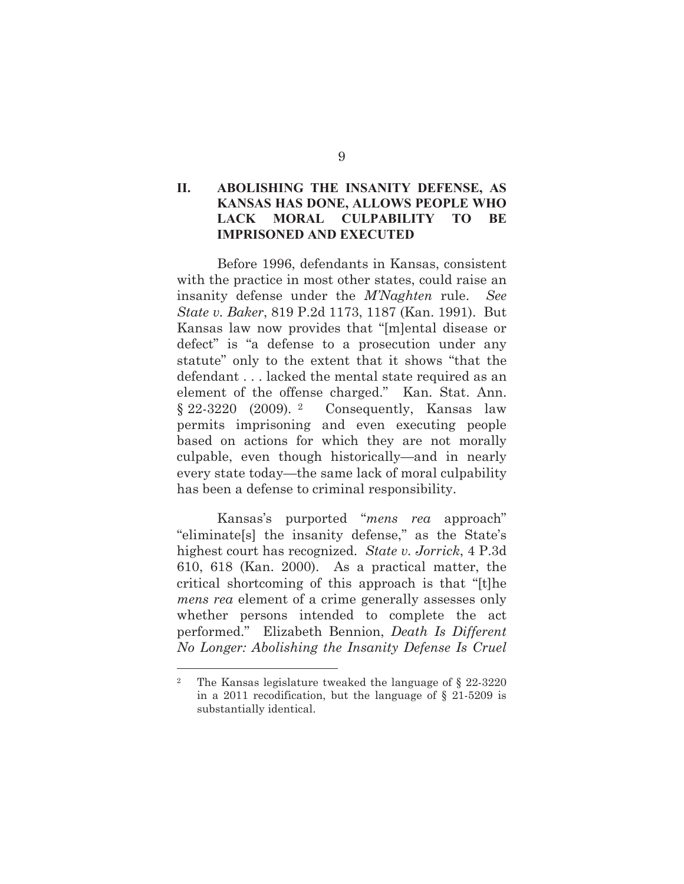## II. ABOLISHING THE INSANITY DEFENSE, AS KANSAS HAS DONE, ALLOWS PEOPLE WHO LACK MORAL CULPABILITY TO BE IMPRISONED AND EXECUTED

Before 1996, defendants in Kansas, consistent with the practice in most other states, could raise an insanity defense under the *M'Naghten* rule. *See State v. Baker*, 819 P.2d 1173, 1187 (Kan. 1991). But Kansas law now provides that "[m]ental disease or defect" is "a defense to a prosecution under any statute" only to the extent that it shows "that the defendant . . . lacked the mental state required as an element of the offense charged." Kan. Stat. Ann. § 22-3220 (2009).[2] Consequently, Kansas law permits imprisoning and even executing people based on actions for which they are not morally culpable, even though historically—and in nearly every state today—the same lack of moral culpability has been a defense to criminal responsibility.

Kansas's purported "*mens rea* approach" "eliminate[s] the insanity defense," as the State's highest court has recognized. *State v. Jorrick*, 4 P.3d 610, 618 (Kan. 2000). As a practical matter, the critical shortcoming of this approach is that "[t]he *mens rea* element of a crime generally assesses only whether persons intended to complete the act performed." Elizabeth Bennion, *Death Is Different No Longer: Abolishing the Insanity Defense Is Cruel*

---

[2] The Kansas legislature tweaked the language of § 22-3220 in a 2011 recodification, but the language of § 21-5209 is substantially identical.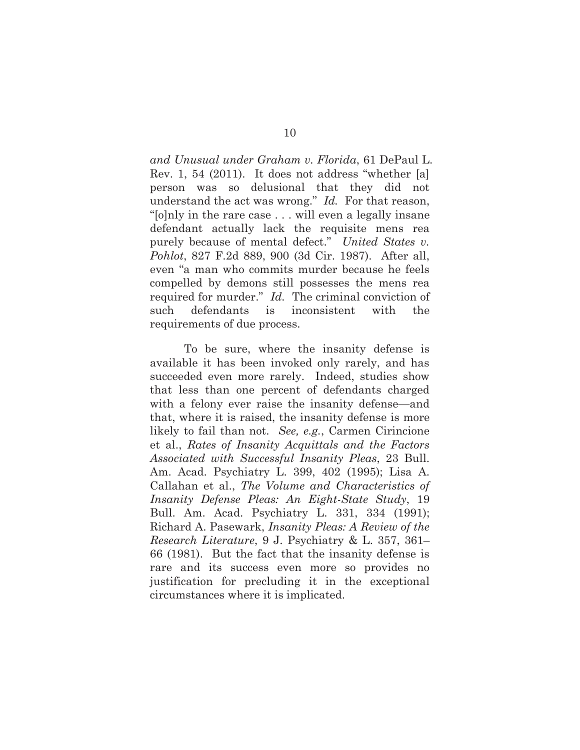*and Unusual under Graham v. Florida*, 61 DePaul L. Rev. 1, 54 (2011). It does not address "whether [a] person was so delusional that they did not understand the act was wrong." *Id.* For that reason, "[o]nly in the rare case . . . will even a legally insane defendant actually lack the requisite mens rea purely because of mental defect." *United States v. Pohlot*, 827 F.2d 889, 900 (3d Cir. 1987). After all, even "a man who commits murder because he feels compelled by demons still possesses the mens rea required for murder." *Id.* The criminal conviction of such defendants is inconsistent with the requirements of due process.

To be sure, where the insanity defense is available it has been invoked only rarely, and has succeeded even more rarely. Indeed, studies show that less than one percent of defendants charged with a felony ever raise the insanity defense—and that, where it is raised, the insanity defense is more likely to fail than not. *See, e.g.*, Carmen Cirincione et al., *Rates of Insanity Acquittals and the Factors Associated with Successful Insanity Pleas*, 23 Bull. Am. Acad. Psychiatry L. 399, 402 (1995); Lisa A. Callahan et al., *The Volume and Characteristics of Insanity Defense Pleas: An Eight-State Study*, 19 Bull. Am. Acad. Psychiatry L. 331, 334 (1991); Richard A. Pasewark, *Insanity Pleas: A Review of the Research Literature*, 9 J. Psychiatry & L. 357, 361–66 (1981). But the fact that the insanity defense is rare and its success even more so provides no justification for precluding it in the exceptional circumstances where it is implicated.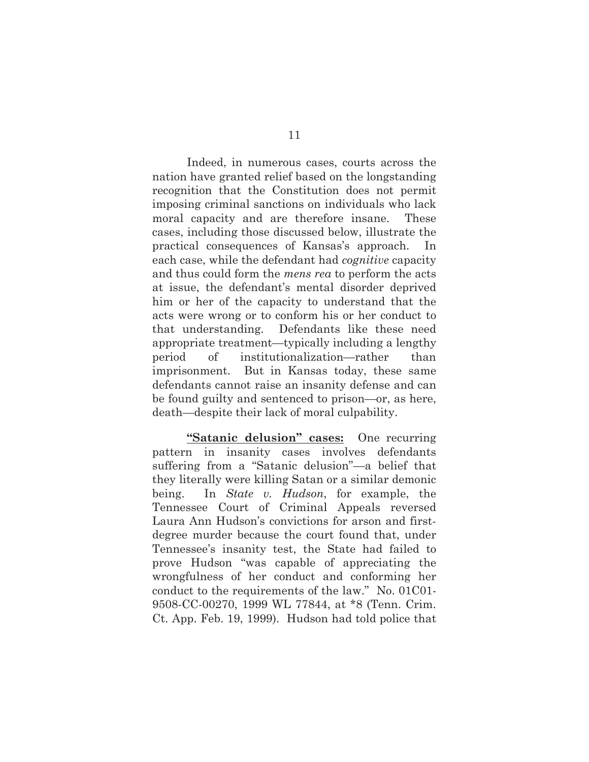Indeed, in numerous cases, courts across the nation have granted relief based on the longstanding recognition that the Constitution does not permit imposing criminal sanctions on individuals who lack moral capacity and are therefore insane. These cases, including those discussed below, illustrate the practical consequences of Kansas's approach. In each case, while the defendant had *cognitive* capacity and thus could form the *mens rea* to perform the acts at issue, the defendant's mental disorder deprived him or her of the capacity to understand that the acts were wrong or to conform his or her conduct to that understanding. Defendants like these need appropriate treatment—typically including a lengthy period of institutionalization—rather than imprisonment. But in Kansas today, these same defendants cannot raise an insanity defense and can be found guilty and sentenced to prison—or, as here, death—despite their lack of moral culpability.

**"Satanic delusion" cases:** One recurring pattern in insanity cases involves defendants suffering from a "Satanic delusion"—a belief that they literally were killing Satan or a similar demonic being. In *State v. Hudson*, for example, the Tennessee Court of Criminal Appeals reversed Laura Ann Hudson's convictions for arson and first-degree murder because the court found that, under Tennessee's insanity test, the State had failed to prove Hudson "was capable of appreciating the wrongfulness of her conduct and conforming her conduct to the requirements of the law." No. 01C01-9508-CC-00270, 1999 WL 77844, at *8 (Tenn. Crim. Ct. App. Feb. 19, 1999). Hudson had told police that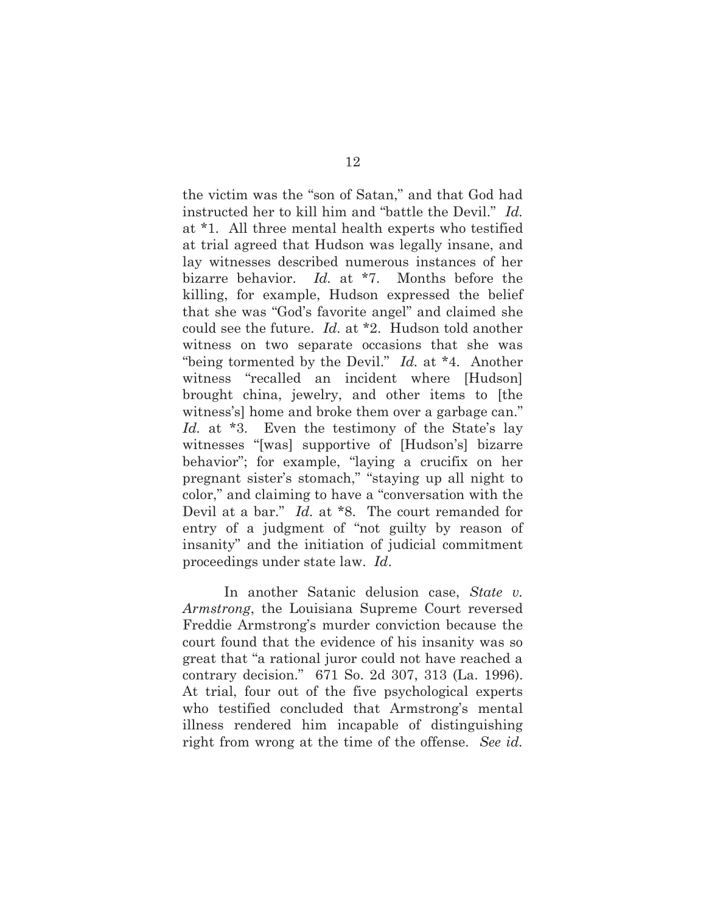the victim was the "son of Satan," and that God had instructed her to kill him and "battle the Devil." *Id.* at *1. All three mental health experts who testified at trial agreed that Hudson was legally insane, and lay witnesses described numerous instances of her bizarre behavior. *Id.* at *7. Months before the killing, for example, Hudson expressed the belief that she was "God's favorite angel" and claimed she could see the future. *Id.* at *2. Hudson told another witness on two separate occasions that she was "being tormented by the Devil." *Id.* at *4. Another witness "recalled an incident where [Hudson] brought china, jewelry, and other items to [the witness's] home and broke them over a garbage can." *Id.* at *3. Even the testimony of the State's lay witnesses "[was] supportive of [Hudson's] bizarre behavior"; for example, "laying a crucifix on her pregnant sister's stomach," "staying up all night to color," and claiming to have a "conversation with the Devil at a bar." *Id.* at *8. The court remanded for entry of a judgment of "not guilty by reason of insanity" and the initiation of judicial commitment proceedings under state law. *Id*.

In another Satanic delusion case, *State v. Armstrong*, the Louisiana Supreme Court reversed Freddie Armstrong's murder conviction because the court found that the evidence of his insanity was so great that "a rational juror could not have reached a contrary decision." 671 So. 2d 307, 313 (La. 1996). At trial, four out of the five psychological experts who testified concluded that Armstrong's mental illness rendered him incapable of distinguishing right from wrong at the time of the offense. *See id.*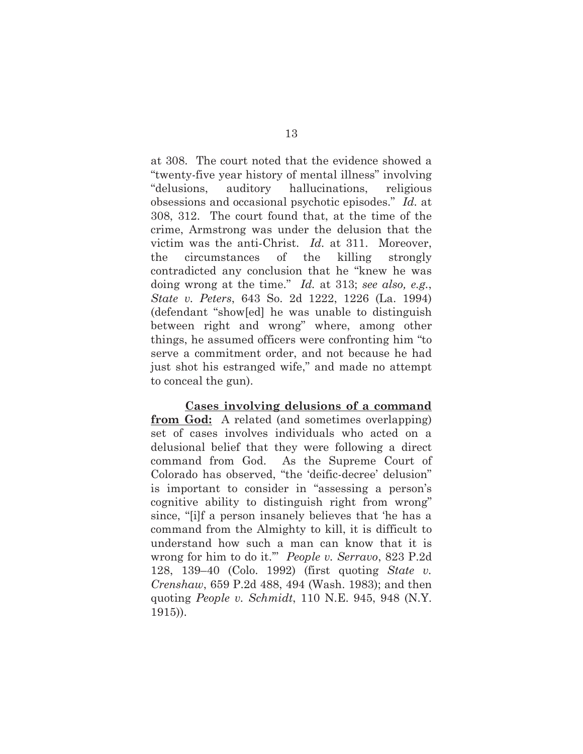at 308. The court noted that the evidence showed a "twenty-five year history of mental illness" involving "delusions, auditory hallucinations, religious obsessions and occasional psychotic episodes." *Id.* at 308, 312. The court found that, at the time of the crime, Armstrong was under the delusion that the victim was the anti-Christ. *Id.* at 311. Moreover, the circumstances of the killing strongly contradicted any conclusion that he "knew he was doing wrong at the time." *Id.* at 313; *see also, e.g.*, *State v. Peters*, 643 So. 2d 1222, 1226 (La. 1994) (defendant "show[ed] he was unable to distinguish between right and wrong" where, among other things, he assumed officers were confronting him "to serve a commitment order, and not because he had just shot his estranged wife," and made no attempt to conceal the gun).

**Cases involving delusions of a command from God:** A related (and sometimes overlapping) set of cases involves individuals who acted on a delusional belief that they were following a direct command from God. As the Supreme Court of Colorado has observed, "the 'deific-decree' delusion" is important to consider in "assessing a person's cognitive ability to distinguish right from wrong" since, "[i]f a person insanely believes that 'he has a command from the Almighty to kill, it is difficult to understand how such a man can know that it is wrong for him to do it.'" *People v. Serravo*, 823 P.2d 128, 139–40 (Colo. 1992) (first quoting *State v. Crenshaw*, 659 P.2d 488, 494 (Wash. 1983); and then quoting *People v. Schmidt*, 110 N.E. 945, 948 (N.Y. 1915)).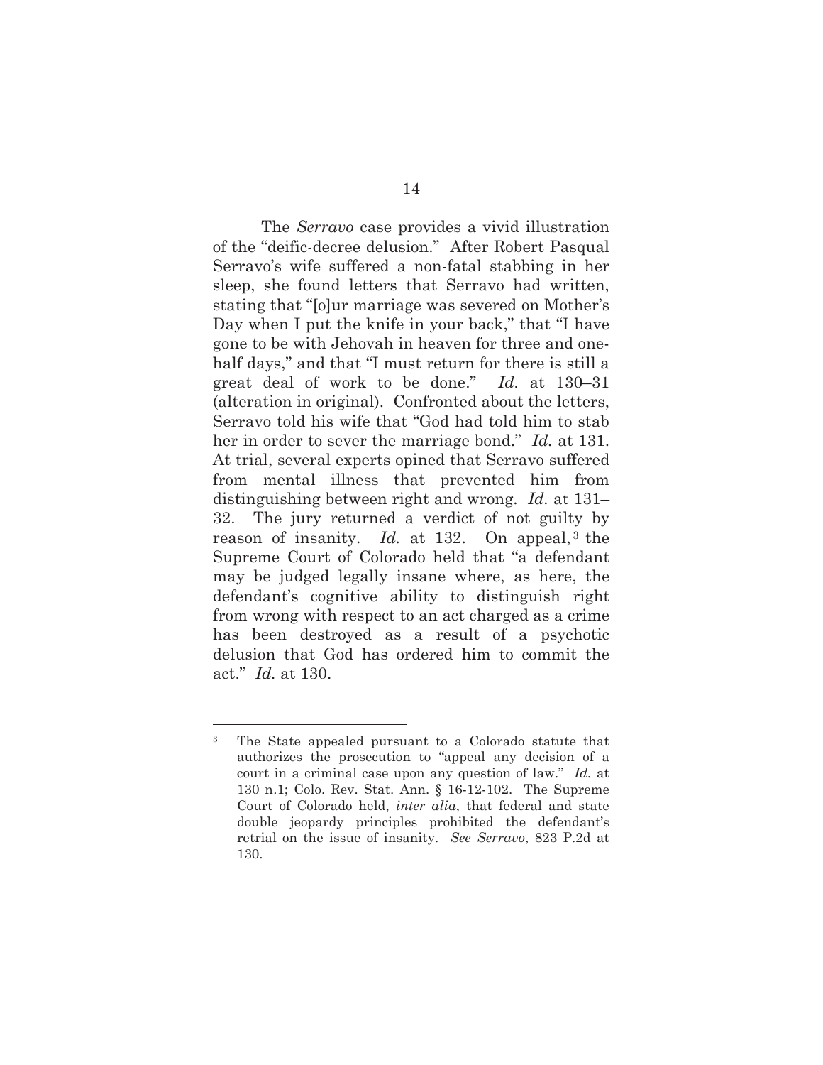The *Serravo* case provides a vivid illustration of the "deific-decree delusion." After Robert Pasqual Serravo's wife suffered a non-fatal stabbing in her sleep, she found letters that Serravo had written, stating that "[o]ur marriage was severed on Mother's Day when I put the knife in your back," that "I have gone to be with Jehovah in heaven for three and one-half days," and that "I must return for there is still a great deal of work to be done." *Id.* at 130–31 (alteration in original). Confronted about the letters, Serravo told his wife that "God had told him to stab her in order to sever the marriage bond." *Id.* at 131. At trial, several experts opined that Serravo suffered from mental illness that prevented him from distinguishing between right and wrong. *Id.* at 131–32. The jury returned a verdict of not guilty by reason of insanity. *Id.* at 132. On appeal,[3] the Supreme Court of Colorado held that "a defendant may be judged legally insane where, as here, the defendant's cognitive ability to distinguish right from wrong with respect to an act charged as a crime has been destroyed as a result of a psychotic delusion that God has ordered him to commit the act." *Id.* at 130.

---

[3] The State appealed pursuant to a Colorado statute that authorizes the prosecution to "appeal any decision of a court in a criminal case upon any question of law." *Id.* at 130 n.1; Colo. Rev. Stat. Ann. § 16-12-102. The Supreme Court of Colorado held, *inter alia*, that federal and state double jeopardy principles prohibited the defendant's retrial on the issue of insanity. *See Serravo*, 823 P.2d at 130.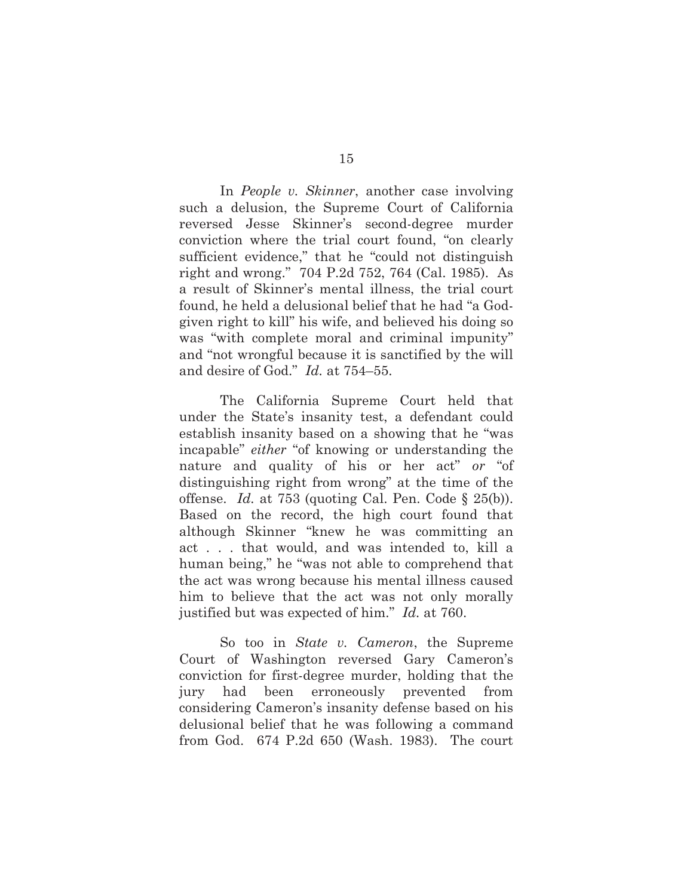In *People v. Skinner*, another case involving such a delusion, the Supreme Court of California reversed Jesse Skinner's second-degree murder conviction where the trial court found, "on clearly sufficient evidence," that he "could not distinguish right and wrong." 704 P.2d 752, 764 (Cal. 1985). As a result of Skinner's mental illness, the trial court found, he held a delusional belief that he had "a God-given right to kill" his wife, and believed his doing so was "with complete moral and criminal impunity" and "not wrongful because it is sanctified by the will and desire of God." *Id.* at 754–55.

The California Supreme Court held that under the State's insanity test, a defendant could establish insanity based on a showing that he "was incapable" *either* "of knowing or understanding the nature and quality of his or her act" *or* "of distinguishing right from wrong" at the time of the offense. *Id.* at 753 (quoting Cal. Pen. Code § 25(b)). Based on the record, the high court found that although Skinner "knew he was committing an act . . . that would, and was intended to, kill a human being," he "was not able to comprehend that the act was wrong because his mental illness caused him to believe that the act was not only morally justified but was expected of him." *Id.* at 760.

So too in *State v. Cameron*, the Supreme Court of Washington reversed Gary Cameron's conviction for first-degree murder, holding that the jury had been erroneously prevented from considering Cameron's insanity defense based on his delusional belief that he was following a command from God. 674 P.2d 650 (Wash. 1983). The court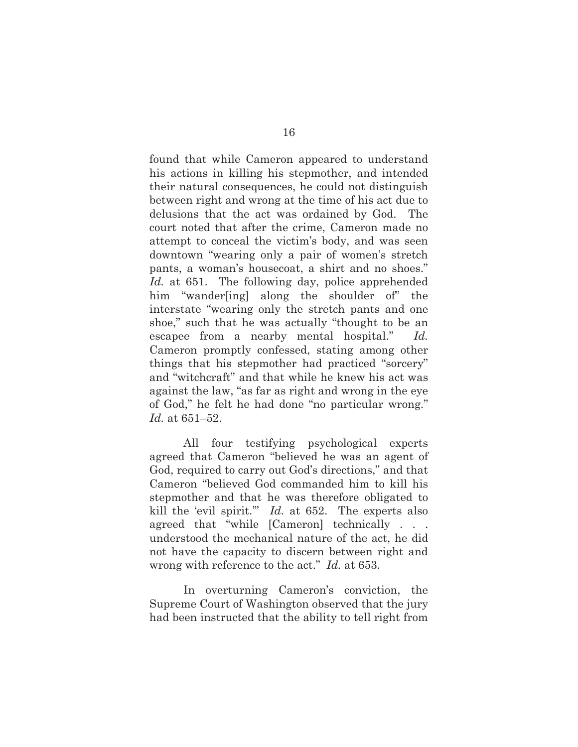found that while Cameron appeared to understand his actions in killing his stepmother, and intended their natural consequences, he could not distinguish between right and wrong at the time of his act due to delusions that the act was ordained by God. The court noted that after the crime, Cameron made no attempt to conceal the victim's body, and was seen downtown "wearing only a pair of women's stretch pants, a woman's housecoat, a shirt and no shoes." *Id.* at 651. The following day, police apprehended him "wander[ing] along the shoulder of" the interstate "wearing only the stretch pants and one shoe," such that he was actually "thought to be an escapee from a nearby mental hospital." *Id.* Cameron promptly confessed, stating among other things that his stepmother had practiced "sorcery" and "witchcraft" and that while he knew his act was against the law, "as far as right and wrong in the eye of God," he felt he had done "no particular wrong." *Id.* at 651–52.

All four testifying psychological experts agreed that Cameron "believed he was an agent of God, required to carry out God's directions," and that Cameron "believed God commanded him to kill his stepmother and that he was therefore obligated to kill the 'evil spirit.'" *Id.* at 652. The experts also agreed that "while [Cameron] technically . . . understood the mechanical nature of the act, he did not have the capacity to discern between right and wrong with reference to the act." *Id.* at 653.

In overturning Cameron's conviction, the Supreme Court of Washington observed that the jury had been instructed that the ability to tell right from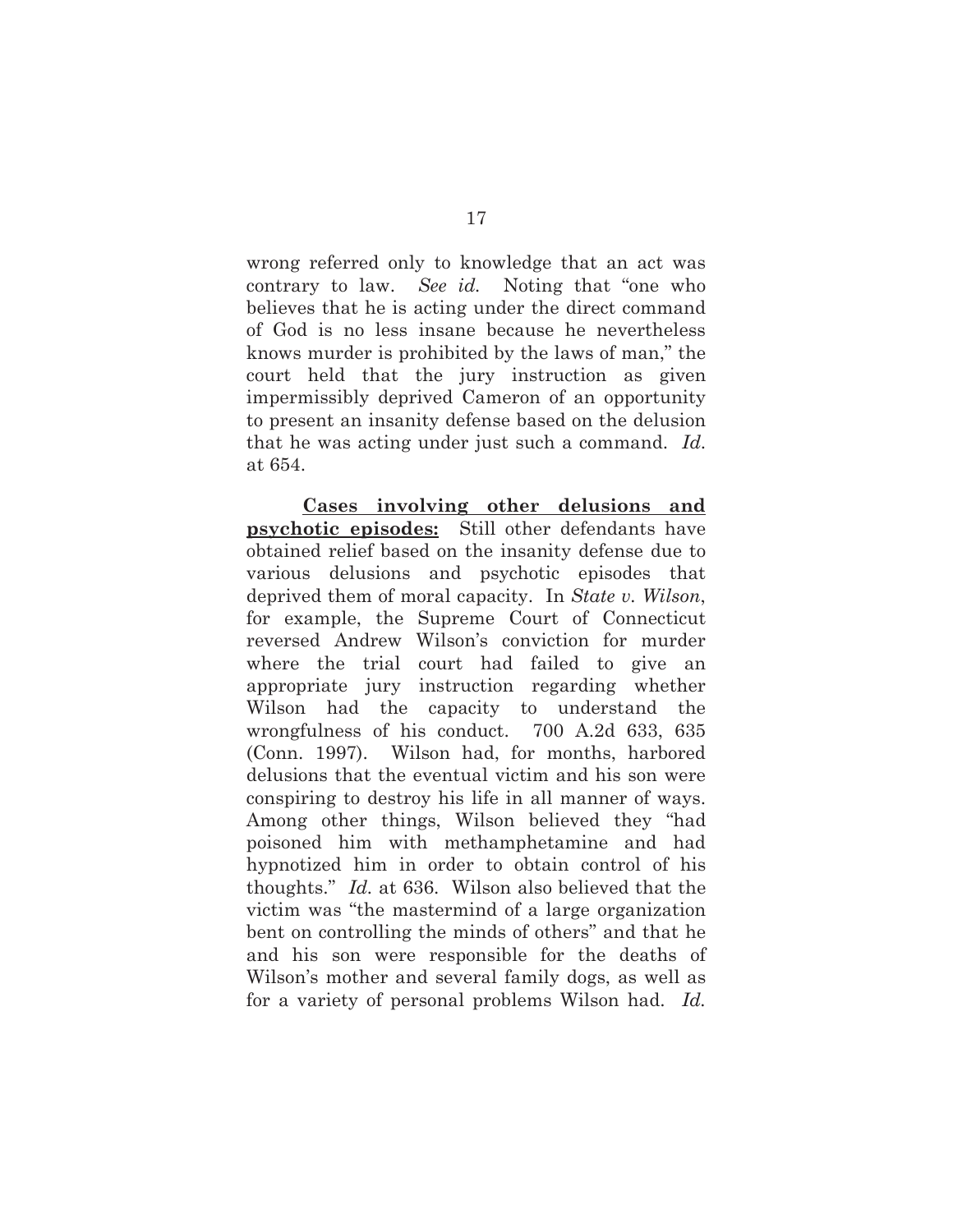wrong referred only to knowledge that an act was contrary to law. *See id.* Noting that "one who believes that he is acting under the direct command of God is no less insane because he nevertheless knows murder is prohibited by the laws of man," the court held that the jury instruction as given impermissibly deprived Cameron of an opportunity to present an insanity defense based on the delusion that he was acting under just such a command. *Id.* at 654.

**Cases involving other delusions and psychotic episodes:** Still other defendants have obtained relief based on the insanity defense due to various delusions and psychotic episodes that deprived them of moral capacity. In *State v. Wilson*, for example, the Supreme Court of Connecticut reversed Andrew Wilson's conviction for murder where the trial court had failed to give an appropriate jury instruction regarding whether Wilson had the capacity to understand the wrongfulness of his conduct. 700 A.2d 633, 635 (Conn. 1997). Wilson had, for months, harbored delusions that the eventual victim and his son were conspiring to destroy his life in all manner of ways. Among other things, Wilson believed they "had poisoned him with methamphetamine and had hypnotized him in order to obtain control of his thoughts." *Id.* at 636. Wilson also believed that the victim was "the mastermind of a large organization bent on controlling the minds of others" and that he and his son were responsible for the deaths of Wilson's mother and several family dogs, as well as for a variety of personal problems Wilson had. *Id.*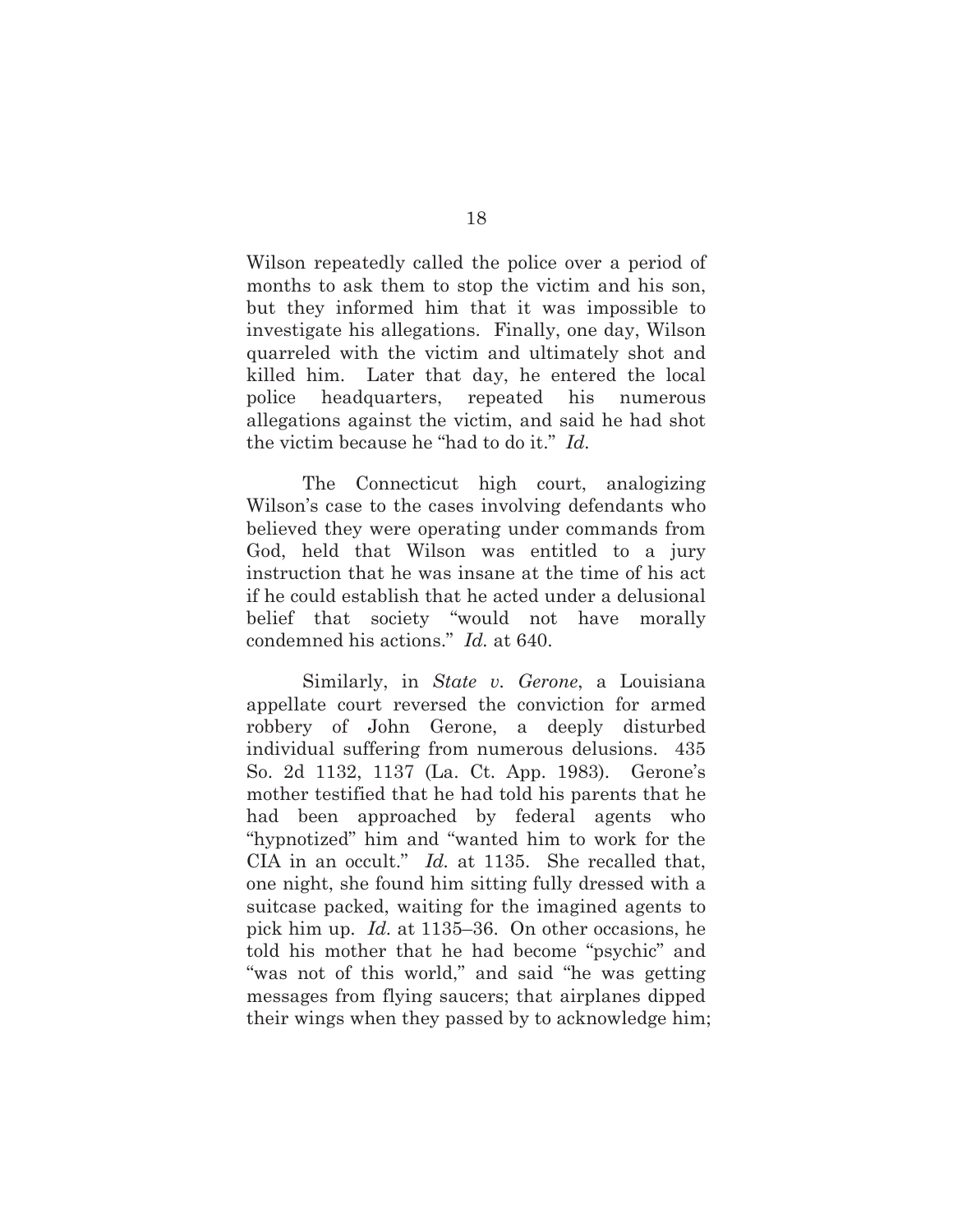Wilson repeatedly called the police over a period of months to ask them to stop the victim and his son, but they informed him that it was impossible to investigate his allegations. Finally, one day, Wilson quarreled with the victim and ultimately shot and killed him. Later that day, he entered the local police headquarters, repeated his numerous allegations against the victim, and said he had shot the victim because he "had to do it." *Id.*

The Connecticut high court, analogizing Wilson's case to the cases involving defendants who believed they were operating under commands from God, held that Wilson was entitled to a jury instruction that he was insane at the time of his act if he could establish that he acted under a delusional belief that society "would not have morally condemned his actions." *Id.* at 640.

Similarly, in *State v. Gerone*, a Louisiana appellate court reversed the conviction for armed robbery of John Gerone, a deeply disturbed individual suffering from numerous delusions. 435 So. 2d 1132, 1137 (La. Ct. App. 1983). Gerone's mother testified that he had told his parents that he had been approached by federal agents who "hypnotized" him and "wanted him to work for the CIA in an occult." *Id.* at 1135. She recalled that, one night, she found him sitting fully dressed with a suitcase packed, waiting for the imagined agents to pick him up. *Id.* at 1135–36. On other occasions, he told his mother that he had become "psychic" and "was not of this world," and said "he was getting messages from flying saucers; that airplanes dipped their wings when they passed by to acknowledge him;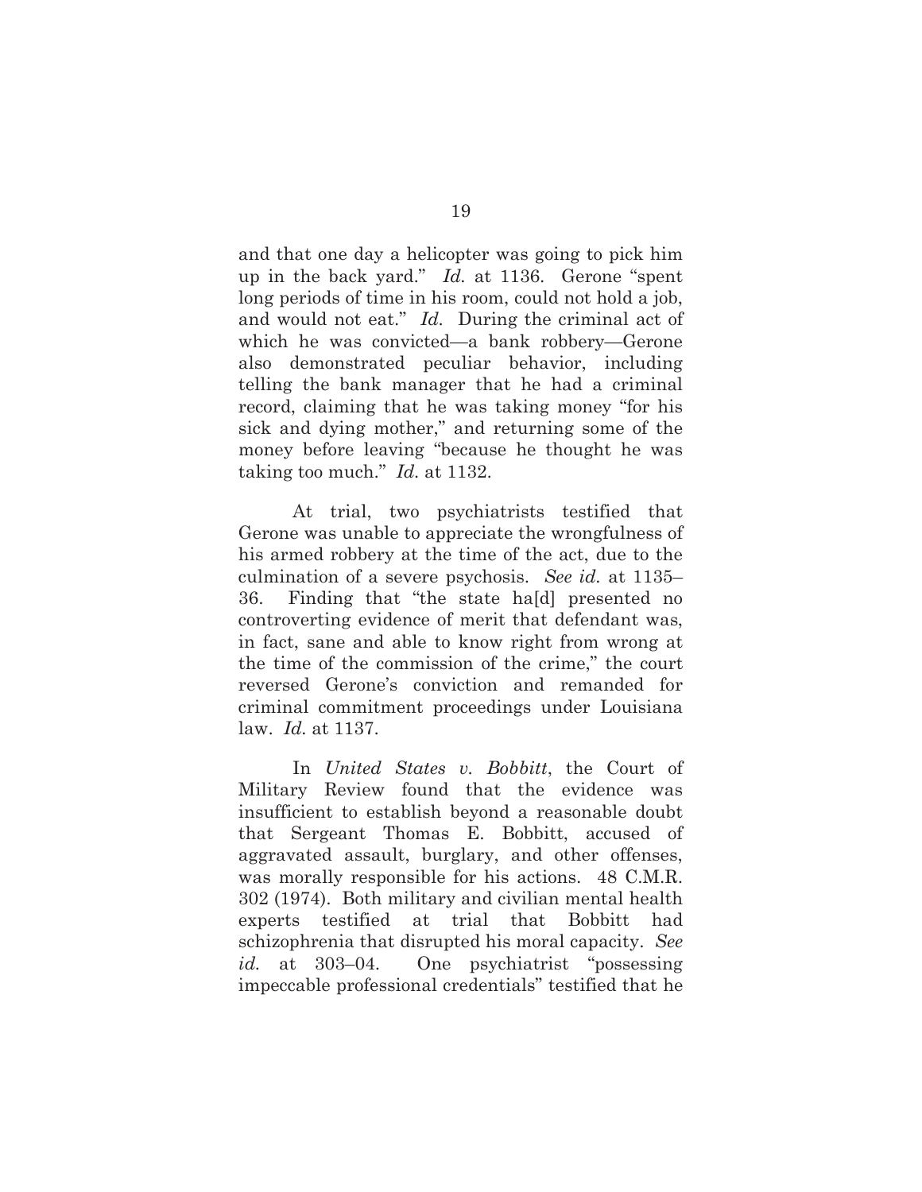and that one day a helicopter was going to pick him up in the back yard." *Id.* at 1136. Gerone "spent long periods of time in his room, could not hold a job, and would not eat." *Id.* During the criminal act of which he was convicted—a bank robbery—Gerone also demonstrated peculiar behavior, including telling the bank manager that he had a criminal record, claiming that he was taking money "for his sick and dying mother," and returning some of the money before leaving "because he thought he was taking too much." *Id.* at 1132.

At trial, two psychiatrists testified that Gerone was unable to appreciate the wrongfulness of his armed robbery at the time of the act, due to the culmination of a severe psychosis. *See id.* at 1135–36. Finding that "the state ha[d] presented no controverting evidence of merit that defendant was, in fact, sane and able to know right from wrong at the time of the commission of the crime," the court reversed Gerone's conviction and remanded for criminal commitment proceedings under Louisiana law. *Id.* at 1137.

In *United States v. Bobbitt*, the Court of Military Review found that the evidence was insufficient to establish beyond a reasonable doubt that Sergeant Thomas E. Bobbitt, accused of aggravated assault, burglary, and other offenses, was morally responsible for his actions. 48 C.M.R. 302 (1974). Both military and civilian mental health experts testified at trial that Bobbitt had schizophrenia that disrupted his moral capacity. *See id.* at 303–04. One psychiatrist "possessing impeccable professional credentials" testified that he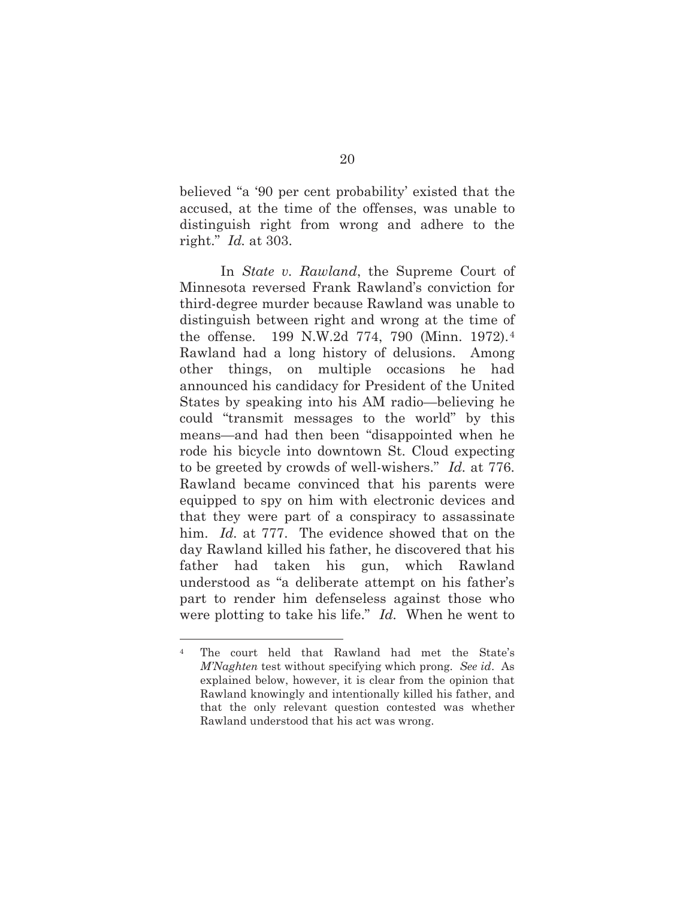believed "a '90 per cent probability' existed that the accused, at the time of the offenses, was unable to distinguish right from wrong and adhere to the right." *Id.* at 303.

In *State v. Rawland*, the Supreme Court of Minnesota reversed Frank Rawland's conviction for third-degree murder because Rawland was unable to distinguish between right and wrong at the time of the offense. 199 N.W.2d 774, 790 (Minn. 1972).[4] Rawland had a long history of delusions. Among other things, on multiple occasions he had announced his candidacy for President of the United States by speaking into his AM radio—believing he could "transmit messages to the world" by this means—and had then been "disappointed when he rode his bicycle into downtown St. Cloud expecting to be greeted by crowds of well-wishers." *Id.* at 776. Rawland became convinced that his parents were equipped to spy on him with electronic devices and that they were part of a conspiracy to assassinate him. *Id.* at 777. The evidence showed that on the day Rawland killed his father, he discovered that his father had taken his gun, which Rawland understood as "a deliberate attempt on his father's part to render him defenseless against those who were plotting to take his life." *Id.* When he went to

---

[4] The court held that Rawland had met the State's *M'Naghten* test without specifying which prong. *See id*. As explained below, however, it is clear from the opinion that Rawland knowingly and intentionally killed his father, and that the only relevant question contested was whether Rawland understood that his act was wrong.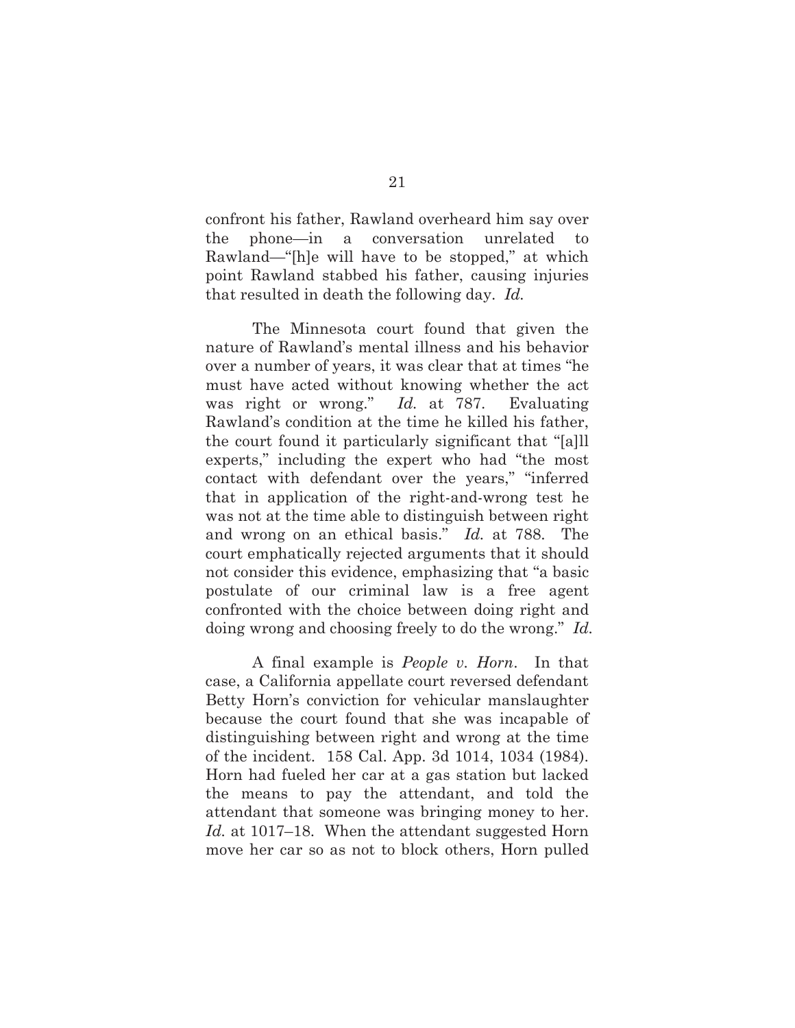confront his father, Rawland overheard him say over the phone—in a conversation unrelated to Rawland—"[h]e will have to be stopped," at which point Rawland stabbed his father, causing injuries that resulted in death the following day. *Id.*

The Minnesota court found that given the nature of Rawland's mental illness and his behavior over a number of years, it was clear that at times "he must have acted without knowing whether the act was right or wrong." *Id.* at 787. Evaluating Rawland's condition at the time he killed his father, the court found it particularly significant that "[a]ll experts," including the expert who had "the most contact with defendant over the years," "inferred that in application of the right-and-wrong test he was not at the time able to distinguish between right and wrong on an ethical basis." *Id.* at 788. The court emphatically rejected arguments that it should not consider this evidence, emphasizing that "a basic postulate of our criminal law is a free agent confronted with the choice between doing right and doing wrong and choosing freely to do the wrong." *Id.*

A final example is *People v. Horn*. In that case, a California appellate court reversed defendant Betty Horn's conviction for vehicular manslaughter because the court found that she was incapable of distinguishing between right and wrong at the time of the incident. 158 Cal. App. 3d 1014, 1034 (1984). Horn had fueled her car at a gas station but lacked the means to pay the attendant, and told the attendant that someone was bringing money to her. *Id.* at 1017–18. When the attendant suggested Horn move her car so as not to block others, Horn pulled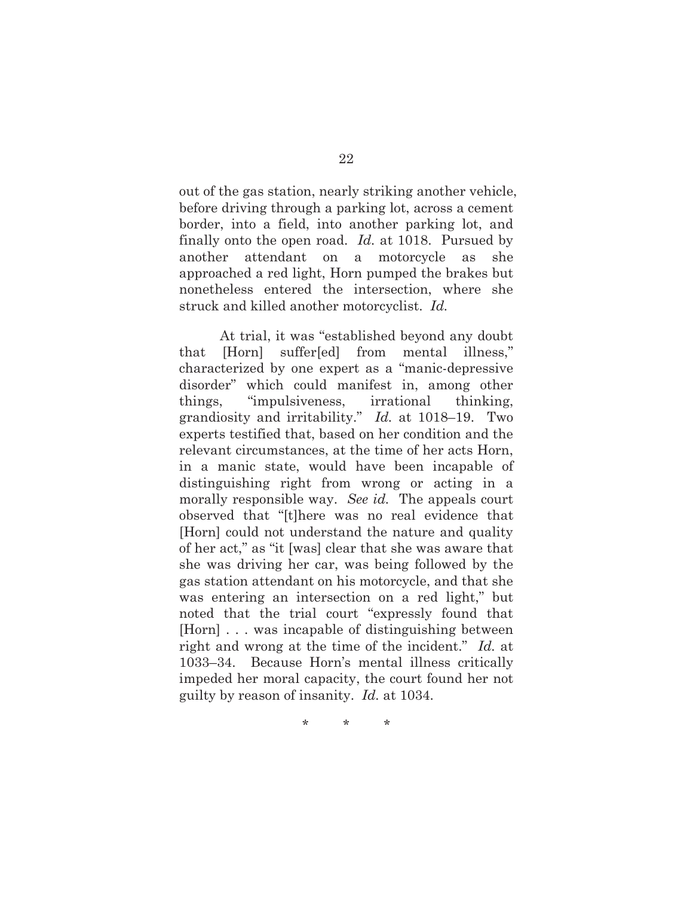out of the gas station, nearly striking another vehicle, before driving through a parking lot, across a cement border, into a field, into another parking lot, and finally onto the open road. *Id.* at 1018. Pursued by another attendant on a motorcycle as she approached a red light, Horn pumped the brakes but nonetheless entered the intersection, where she struck and killed another motorcyclist. *Id.*

At trial, it was "established beyond any doubt that [Horn] suffer[ed] from mental illness," characterized by one expert as a "manic-depressive disorder" which could manifest in, among other things, "impulsiveness, irrational thinking, grandiosity and irritability." *Id.* at 1018–19. Two experts testified that, based on her condition and the relevant circumstances, at the time of her acts Horn, in a manic state, would have been incapable of distinguishing right from wrong or acting in a morally responsible way. *See id.* The appeals court observed that "[t]here was no real evidence that [Horn] could not understand the nature and quality of her act," as "it [was] clear that she was aware that she was driving her car, was being followed by the gas station attendant on his motorcycle, and that she was entering an intersection on a red light," but noted that the trial court "expressly found that [Horn] . . . was incapable of distinguishing between right and wrong at the time of the incident." *Id.* at 1033–34. Because Horn's mental illness critically impeded her moral capacity, the court found her not guilty by reason of insanity. *Id.* at 1034.

\* \* \*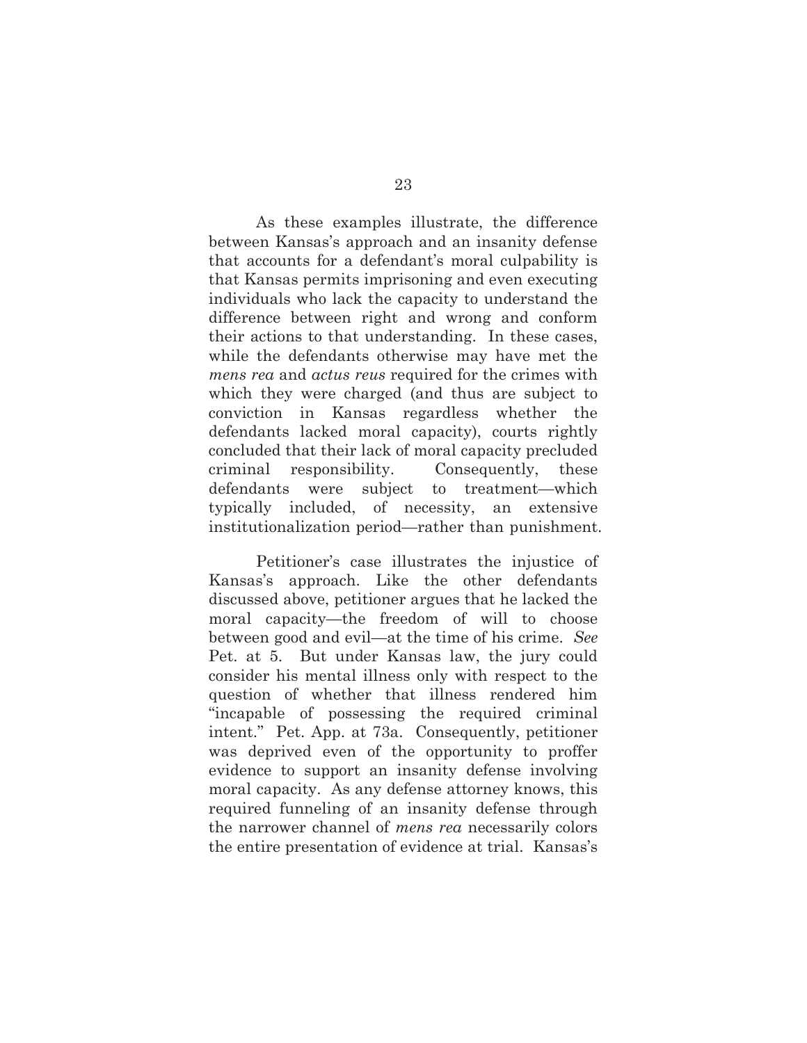As these examples illustrate, the difference between Kansas's approach and an insanity defense that accounts for a defendant's moral culpability is that Kansas permits imprisoning and even executing individuals who lack the capacity to understand the difference between right and wrong and conform their actions to that understanding. In these cases, while the defendants otherwise may have met the *mens rea* and *actus reus* required for the crimes with which they were charged (and thus are subject to conviction in Kansas regardless whether the defendants lacked moral capacity), courts rightly concluded that their lack of moral capacity precluded criminal responsibility. Consequently, these defendants were subject to treatment—which typically included, of necessity, an extensive institutionalization period—rather than punishment.

Petitioner's case illustrates the injustice of Kansas's approach. Like the other defendants discussed above, petitioner argues that he lacked the moral capacity—the freedom of will to choose between good and evil—at the time of his crime. *See* Pet. at 5. But under Kansas law, the jury could consider his mental illness only with respect to the question of whether that illness rendered him "incapable of possessing the required criminal intent." Pet. App. at 73a. Consequently, petitioner was deprived even of the opportunity to proffer evidence to support an insanity defense involving moral capacity. As any defense attorney knows, this required funneling of an insanity defense through the narrower channel of *mens rea* necessarily colors the entire presentation of evidence at trial. Kansas's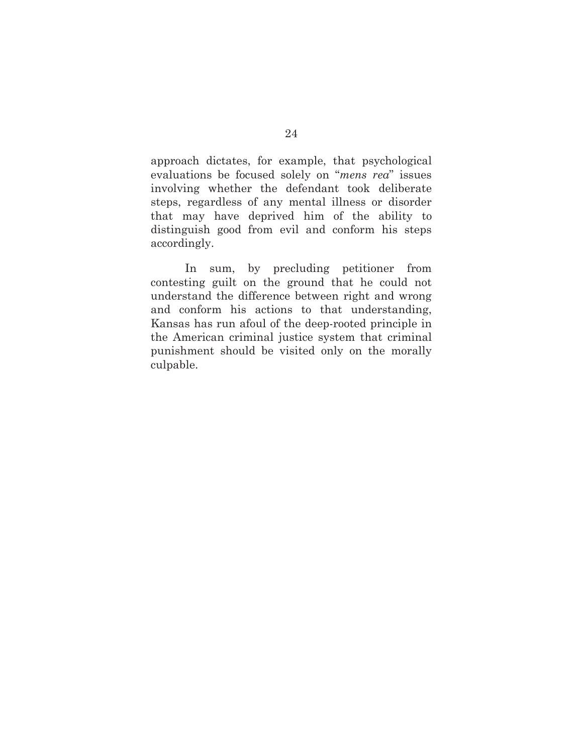approach dictates, for example, that psychological evaluations be focused solely on "*mens rea*" issues involving whether the defendant took deliberate steps, regardless of any mental illness or disorder that may have deprived him of the ability to distinguish good from evil and conform his steps accordingly.

In sum, by precluding petitioner from contesting guilt on the ground that he could not understand the difference between right and wrong and conform his actions to that understanding, Kansas has run afoul of the deep-rooted principle in the American criminal justice system that criminal punishment should be visited only on the morally culpable.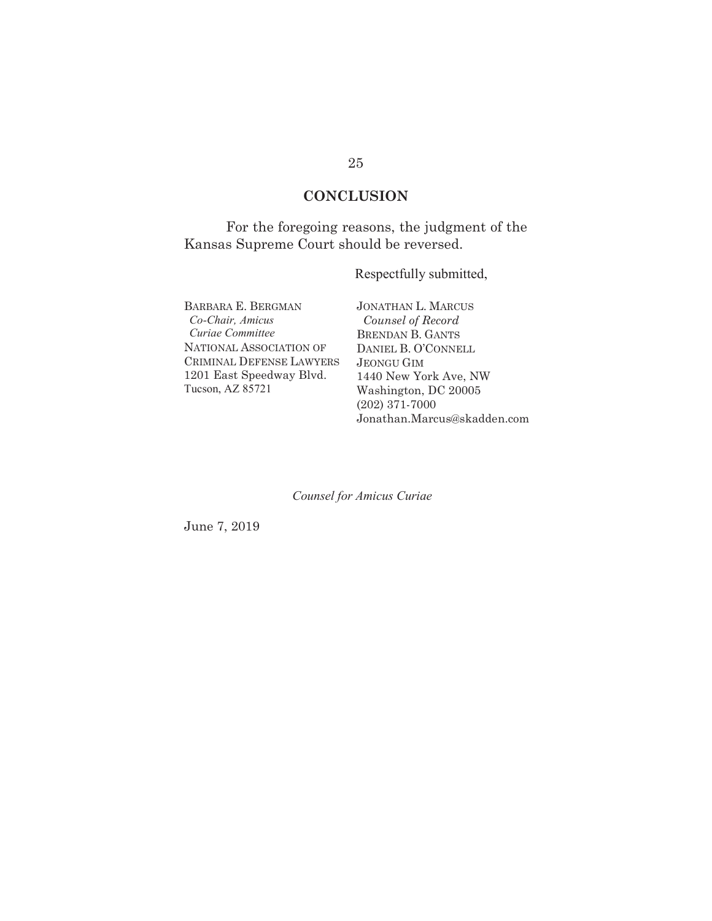## CONCLUSION

For the foregoing reasons, the judgment of the Kansas Supreme Court should be reversed.

Respectfully submitted,

BARBARA E. BERGMAN
*Co-Chair, Amicus Curiae Committee*
NATIONAL ASSOCIATION OF CRIMINAL DEFENSE LAWYERS
1201 East Speedway Blvd.
Tucson, AZ 85721

JONATHAN L. MARCUS
*Counsel of Record*
BRENDAN B. GANTS
DANIEL B. O'CONNELL
JEONGU GIM
1440 New York Ave, NW
Washington, DC 20005
(202) 371-7000
Jonathan.Marcus@skadden.com

*Counsel for Amicus Curiae*

June 7, 2019